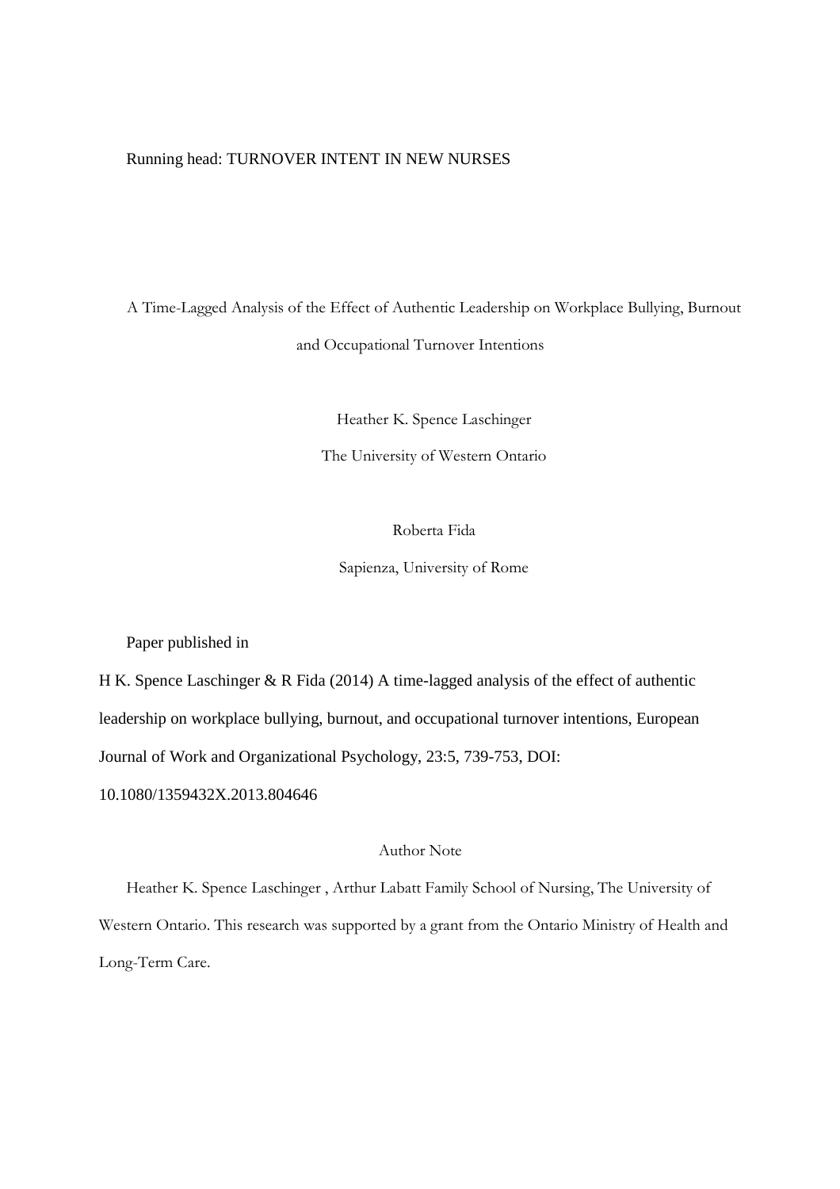# A Time-Lagged Analysis of the Effect of Authentic Leadership on Workplace Bullying, Burnout and Occupational Turnover Intentions

Heather K. Spence Laschinger

The University of Western Ontario

Roberta Fida

Sapienza, University of Rome

Paper published in

H K. Spence Laschinger & R Fida (2014) A time-lagged analysis of the effect of authentic leadership on workplace bullying, burnout, and occupational turnover intentions, European Journal of Work and Organizational Psychology, 23:5, 739-753, DOI: 10.1080/1359432X.2013.804646

Author Note

Heather K. Spence Laschinger , Arthur Labatt Family School of Nursing, The University of Western Ontario. This research was supported by a grant from the Ontario Ministry of Health and Long-Term Care.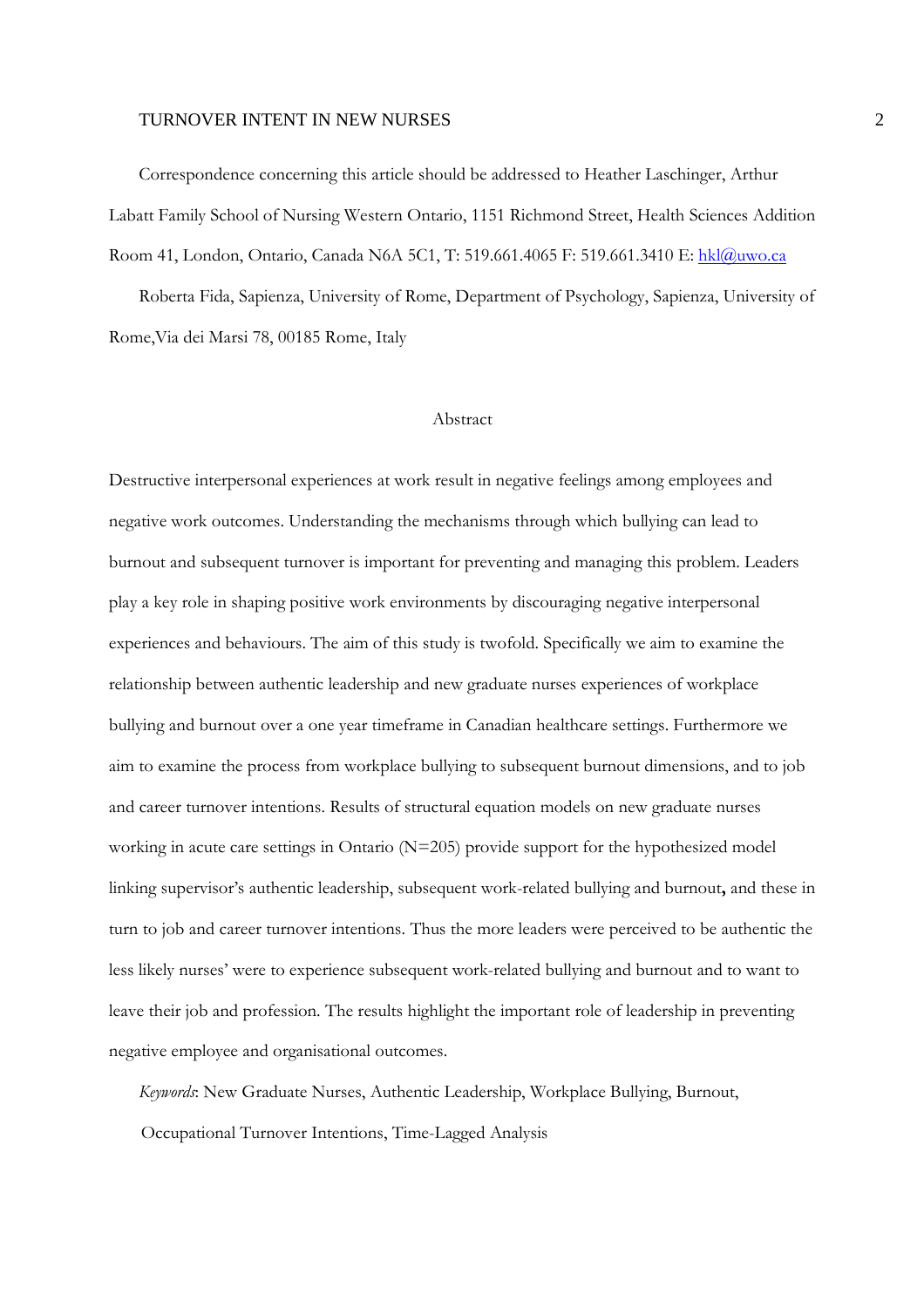Correspondence concerning this article should be addressed to Heather Laschinger, Arthur Labatt Family School of Nursing Western Ontario, 1151 Richmond Street, Health Sciences Addition Room 41, London, Ontario, Canada N6A 5C1, T: 519.661.4065 F: 519.661.3410 E: hkl@uwo.ca

Roberta Fida, Sapienza, University of Rome, Department of Psychology, Sapienza, University of Rome,Via dei Marsi 78, 00185 Rome, Italy

## Abstract

Destructive interpersonal experiences at work result in negative feelings among employees and negative work outcomes. Understanding the mechanisms through which bullying can lead to burnout and subsequent turnover is important for preventing and managing this problem. Leaders play a key role in shaping positive work environments by discouraging negative interpersonal experiences and behaviours. The aim of this study is twofold. Specifically we aim to examine the relationship between authentic leadership and new graduate nurses experiences of workplace bullying and burnout over a one year timeframe in Canadian healthcare settings. Furthermore we aim to examine the process from workplace bullying to subsequent burnout dimensions, and to job and career turnover intentions. Results of structural equation models on new graduate nurses working in acute care settings in Ontario (N=205) provide support for the hypothesized model linking supervisor's authentic leadership, subsequent work-related bullying and burnout**,** and these in turn to job and career turnover intentions. Thus the more leaders were perceived to be authentic the less likely nurses' were to experience subsequent work-related bullying and burnout and to want to leave their job and profession. The results highlight the important role of leadership in preventing negative employee and organisational outcomes.

*Keywords*: New Graduate Nurses, Authentic Leadership, Workplace Bullying, Burnout, Occupational Turnover Intentions, Time-Lagged Analysis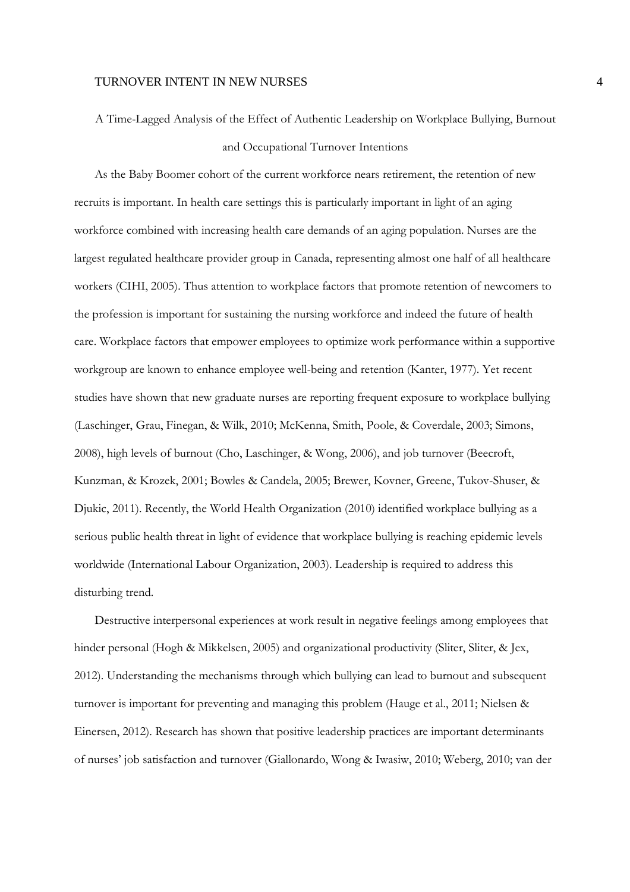# A Time-Lagged Analysis of the Effect of Authentic Leadership on Workplace Bullying, Burnout and Occupational Turnover Intentions

As the Baby Boomer cohort of the current workforce nears retirement, the retention of new recruits is important. In health care settings this is particularly important in light of an aging workforce combined with increasing health care demands of an aging population. Nurses are the largest regulated healthcare provider group in Canada, representing almost one half of all healthcare workers (CIHI, 2005). Thus attention to workplace factors that promote retention of newcomers to the profession is important for sustaining the nursing workforce and indeed the future of health care. Workplace factors that empower employees to optimize work performance within a supportive workgroup are known to enhance employee well-being and retention (Kanter, 1977). Yet recent studies have shown that new graduate nurses are reporting frequent exposure to workplace bullying (Laschinger, Grau, Finegan, & Wilk, 2010; McKenna, Smith, Poole, & Coverdale, 2003; Simons, 2008), high levels of burnout (Cho, Laschinger, & Wong, 2006), and job turnover (Beecroft, Kunzman, & Krozek, 2001; Bowles & Candela, 2005; Brewer, Kovner, Greene, Tukov-Shuser, & Djukic, 2011). Recently, the World Health Organization (2010) identified workplace bullying as a serious public health threat in light of evidence that workplace bullying is reaching epidemic levels worldwide (International Labour Organization, 2003). Leadership is required to address this disturbing trend.

Destructive interpersonal experiences at work result in negative feelings among employees that hinder personal (Hogh & Mikkelsen, 2005) and organizational productivity (Sliter, Sliter, & Jex, 2012). Understanding the mechanisms through which bullying can lead to burnout and subsequent turnover is important for preventing and managing this problem (Hauge et al., 2011; Nielsen & Einersen, 2012). Research has shown that positive leadership practices are important determinants of nurses' job satisfaction and turnover (Giallonardo, Wong & Iwasiw, 2010; Weberg, 2010; van der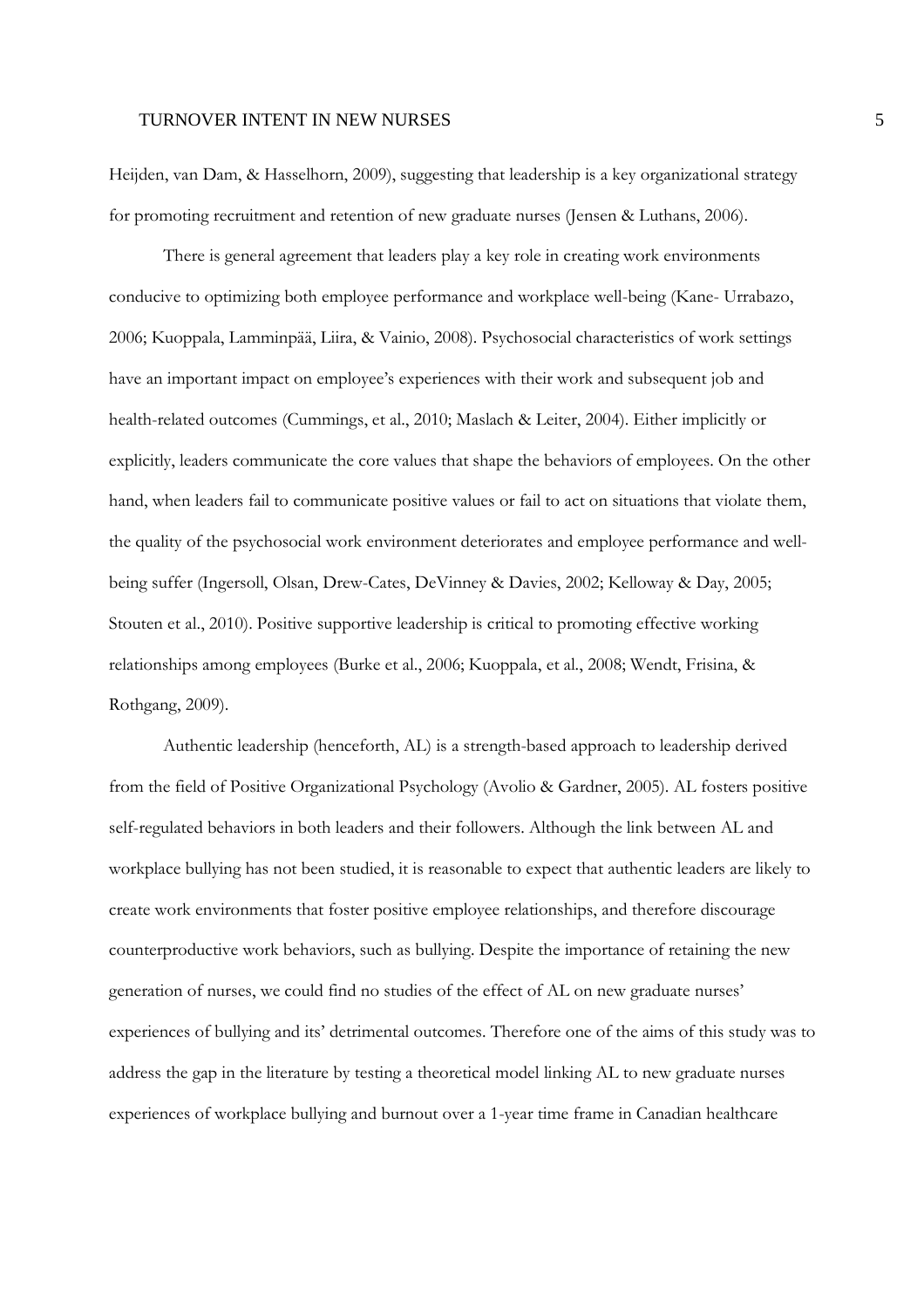Heijden, van Dam, & Hasselhorn, 2009), suggesting that leadership is a key organizational strategy for promoting recruitment and retention of new graduate nurses (Jensen & Luthans, 2006).

There is general agreement that leaders play a key role in creating work environments conducive to optimizing both employee performance and workplace well-being (Kane- Urrabazo, 2006; Kuoppala, Lamminpää, Liira, & Vainio, 2008). Psychosocial characteristics of work settings have an important impact on employee's experiences with their work and subsequent job and health-related outcomes (Cummings, et al., 2010; Maslach & Leiter, 2004). Either implicitly or explicitly, leaders communicate the core values that shape the behaviors of employees. On the other hand, when leaders fail to communicate positive values or fail to act on situations that violate them, the quality of the psychosocial work environment deteriorates and employee performance and well-being suffer (Ingersoll, Olsan, Drew-Cates, DeVinney & Davies, 2002; Kelloway & Day, 2005; Stouten et al., 2010). Positive supportive leadership is critical to promoting effective working relationships among employees (Burke et al., 2006; Kuoppala, et al., 2008; Wendt, Frisina, & Rothgang, 2009).

Authentic leadership (henceforth, AL) is a strength-based approach to leadership derived from the field of Positive Organizational Psychology (Avolio & Gardner, 2005). AL fosters positive self-regulated behaviors in both leaders and their followers. Although the link between AL and workplace bullying has not been studied, it is reasonable to expect that authentic leaders are likely to create work environments that foster positive employee relationships, and therefore discourage counterproductive work behaviors, such as bullying. Despite the importance of retaining the new generation of nurses, we could find no studies of the effect of AL on new graduate nurses' experiences of bullying and its' detrimental outcomes. Therefore one of the aims of this study was to address the gap in the literature by testing a theoretical model linking AL to new graduate nurses experiences of workplace bullying and burnout over a 1-year time frame in Canadian healthcare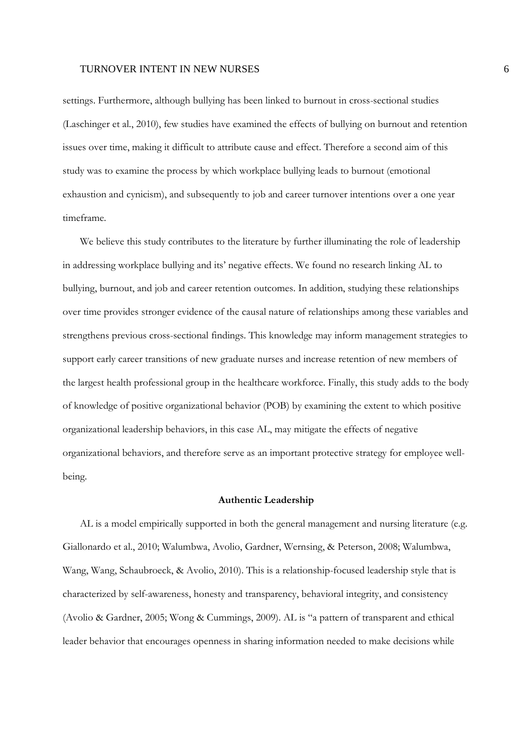settings. Furthermore, although bullying has been linked to burnout in cross-sectional studies (Laschinger et al., 2010), few studies have examined the effects of bullying on burnout and retention issues over time, making it difficult to attribute cause and effect. Therefore a second aim of this study was to examine the process by which workplace bullying leads to burnout (emotional exhaustion and cynicism), and subsequently to job and career turnover intentions over a one year timeframe.

We believe this study contributes to the literature by further illuminating the role of leadership in addressing workplace bullying and its' negative effects. We found no research linking AL to bullying, burnout, and job and career retention outcomes. In addition, studying these relationships over time provides stronger evidence of the causal nature of relationships among these variables and strengthens previous cross-sectional findings. This knowledge may inform management strategies to support early career transitions of new graduate nurses and increase retention of new members of the largest health professional group in the healthcare workforce. Finally, this study adds to the body of knowledge of positive organizational behavior (POB) by examining the extent to which positive organizational leadership behaviors, in this case AL, may mitigate the effects of negative organizational behaviors, and therefore serve as an important protective strategy for employee well-being.

## Authentic Leadership

AL is a model empirically supported in both the general management and nursing literature (e.g. Giallonardo et al., 2010; Walumbwa, Avolio, Gardner, Wernsing, & Peterson, 2008; Walumbwa, Wang, Wang, Schaubroeck, & Avolio, 2010). This is a relationship-focused leadership style that is characterized by self-awareness, honesty and transparency, behavioral integrity, and consistency (Avolio & Gardner, 2005; Wong & Cummings, 2009). AL is "a pattern of transparent and ethical leader behavior that encourages openness in sharing information needed to make decisions while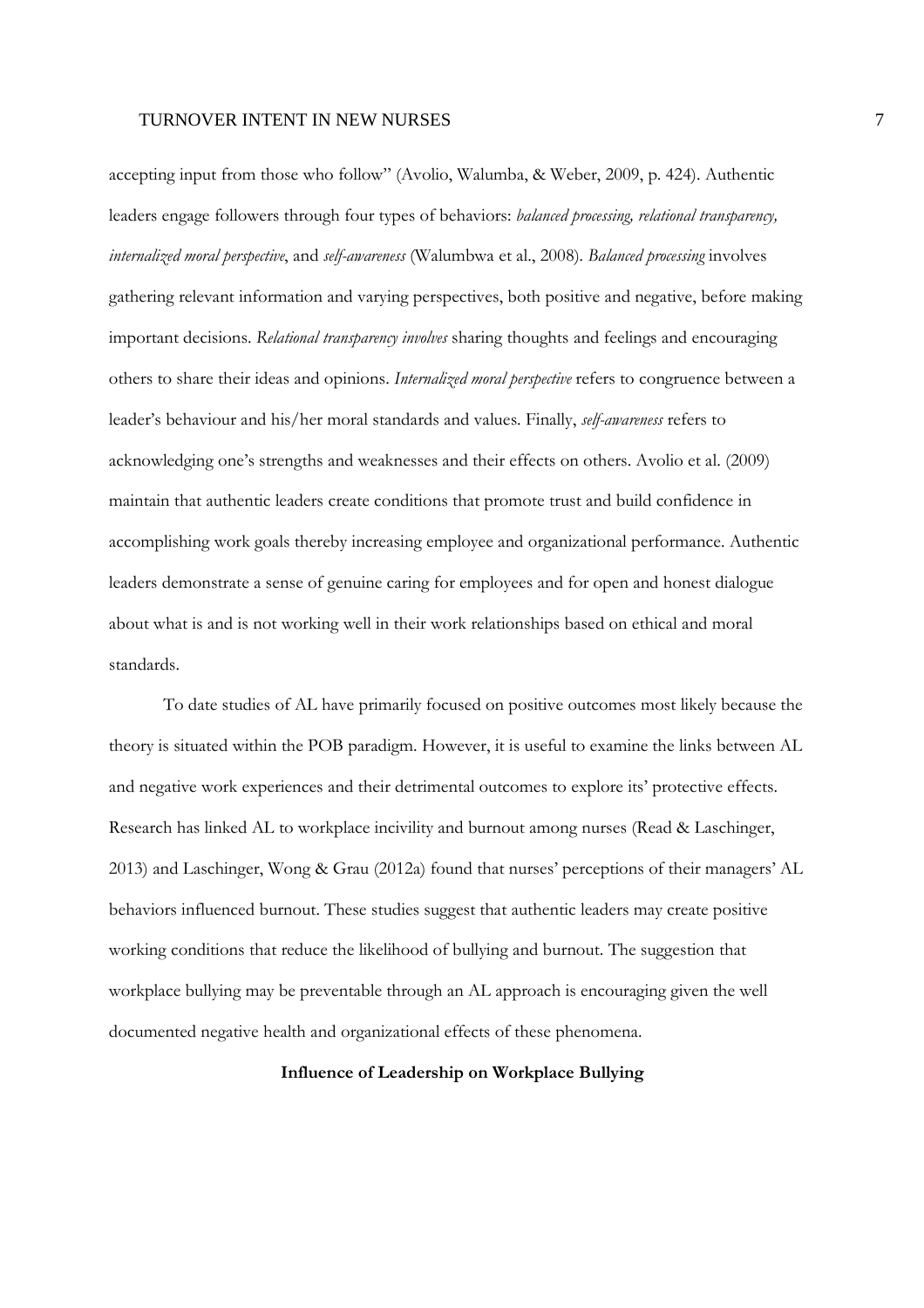accepting input from those who follow" (Avolio, Walumba, & Weber, 2009, p. 424). Authentic leaders engage followers through four types of behaviors: *balanced processing, relational transparency, internalized moral perspective*, and *self-awareness* (Walumbwa et al., 2008). *Balanced processing* involves gathering relevant information and varying perspectives, both positive and negative, before making important decisions. *Relational transparency involves* sharing thoughts and feelings and encouraging others to share their ideas and opinions. *Internalized moral perspective* refers to congruence between a leader's behaviour and his/her moral standards and values. Finally, *self-awareness* refers to acknowledging one's strengths and weaknesses and their effects on others. Avolio et al. (2009) maintain that authentic leaders create conditions that promote trust and build confidence in accomplishing work goals thereby increasing employee and organizational performance. Authentic leaders demonstrate a sense of genuine caring for employees and for open and honest dialogue about what is and is not working well in their work relationships based on ethical and moral standards.

To date studies of AL have primarily focused on positive outcomes most likely because the theory is situated within the POB paradigm. However, it is useful to examine the links between AL and negative work experiences and their detrimental outcomes to explore its' protective effects. Research has linked AL to workplace incivility and burnout among nurses (Read & Laschinger, 2013) and Laschinger, Wong & Grau (2012a) found that nurses' perceptions of their managers' AL behaviors influenced burnout. These studies suggest that authentic leaders may create positive working conditions that reduce the likelihood of bullying and burnout. The suggestion that workplace bullying may be preventable through an AL approach is encouraging given the well documented negative health and organizational effects of these phenomena.

## Influence of Leadership on Workplace Bullying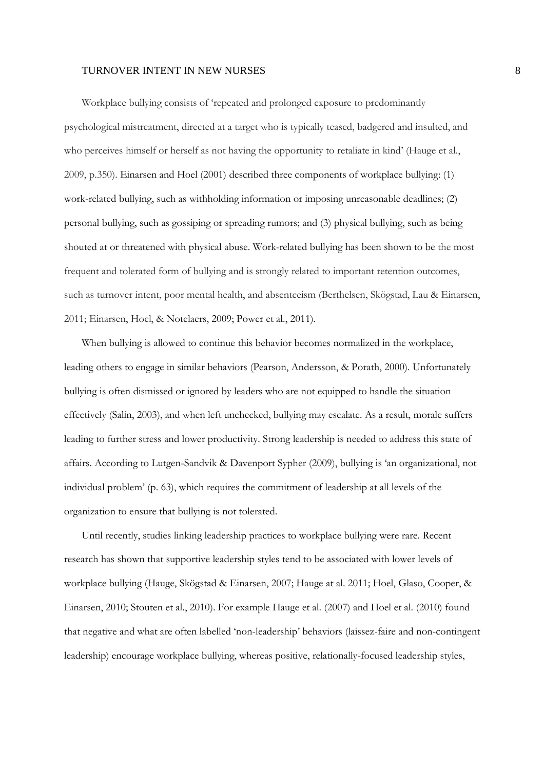Workplace bullying consists of 'repeated and prolonged exposure to predominantly psychological mistreatment, directed at a target who is typically teased, badgered and insulted, and who perceives himself or herself as not having the opportunity to retaliate in kind' (Hauge et al., 2009, p.350). Einarsen and Hoel (2001) described three components of workplace bullying: (1) work-related bullying, such as withholding information or imposing unreasonable deadlines; (2) personal bullying, such as gossiping or spreading rumors; and (3) physical bullying, such as being shouted at or threatened with physical abuse. Work-related bullying has been shown to be the most frequent and tolerated form of bullying and is strongly related to important retention outcomes, such as turnover intent, poor mental health, and absenteeism (Berthelsen, Skögstad, Lau & Einarsen, 2011; Einarsen, Hoel, & Notelaers, 2009; Power et al., 2011).

When bullying is allowed to continue this behavior becomes normalized in the workplace, leading others to engage in similar behaviors (Pearson, Andersson, & Porath, 2000). Unfortunately bullying is often dismissed or ignored by leaders who are not equipped to handle the situation effectively (Salin, 2003), and when left unchecked, bullying may escalate. As a result, morale suffers leading to further stress and lower productivity. Strong leadership is needed to address this state of affairs. According to Lutgen-Sandvik & Davenport Sypher (2009), bullying is 'an organizational, not individual problem' (p. 63), which requires the commitment of leadership at all levels of the organization to ensure that bullying is not tolerated.

Until recently, studies linking leadership practices to workplace bullying were rare. Recent research has shown that supportive leadership styles tend to be associated with lower levels of workplace bullying (Hauge, Skögstad & Einarsen, 2007; Hauge at al. 2011; Hoel, Glaso, Cooper, & Einarsen, 2010; Stouten et al., 2010). For example Hauge et al. (2007) and Hoel et al. (2010) found that negative and what are often labelled 'non-leadership' behaviors (laissez-faire and non-contingent leadership) encourage workplace bullying, whereas positive, relationally-focused leadership styles,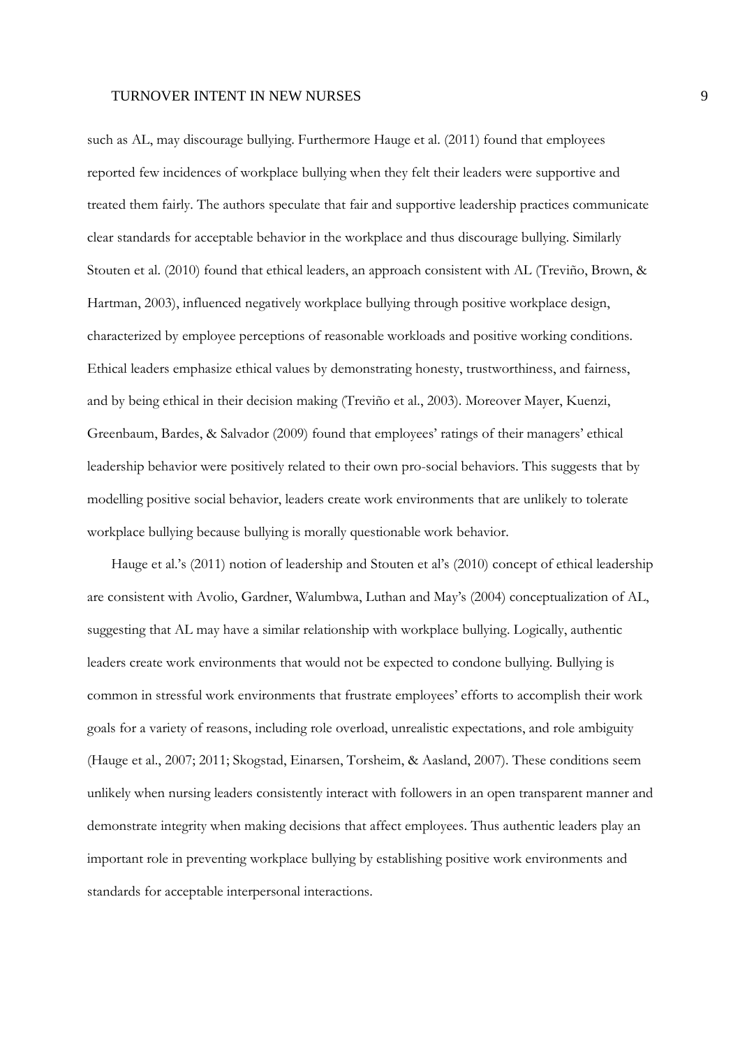such as AL, may discourage bullying. Furthermore Hauge et al. (2011) found that employees reported few incidences of workplace bullying when they felt their leaders were supportive and treated them fairly. The authors speculate that fair and supportive leadership practices communicate clear standards for acceptable behavior in the workplace and thus discourage bullying. Similarly Stouten et al. (2010) found that ethical leaders, an approach consistent with AL (Treviño, Brown, & Hartman, 2003), influenced negatively workplace bullying through positive workplace design, characterized by employee perceptions of reasonable workloads and positive working conditions. Ethical leaders emphasize ethical values by demonstrating honesty, trustworthiness, and fairness, and by being ethical in their decision making (Treviño et al., 2003). Moreover Mayer, Kuenzi, Greenbaum, Bardes, & Salvador (2009) found that employees' ratings of their managers' ethical leadership behavior were positively related to their own pro-social behaviors. This suggests that by modelling positive social behavior, leaders create work environments that are unlikely to tolerate workplace bullying because bullying is morally questionable work behavior.

Hauge et al.'s (2011) notion of leadership and Stouten et al's (2010) concept of ethical leadership are consistent with Avolio, Gardner, Walumbwa, Luthan and May's (2004) conceptualization of AL, suggesting that AL may have a similar relationship with workplace bullying. Logically, authentic leaders create work environments that would not be expected to condone bullying. Bullying is common in stressful work environments that frustrate employees' efforts to accomplish their work goals for a variety of reasons, including role overload, unrealistic expectations, and role ambiguity (Hauge et al., 2007; 2011; Skogstad, Einarsen, Torsheim, & Aasland, 2007). These conditions seem unlikely when nursing leaders consistently interact with followers in an open transparent manner and demonstrate integrity when making decisions that affect employees. Thus authentic leaders play an important role in preventing workplace bullying by establishing positive work environments and standards for acceptable interpersonal interactions.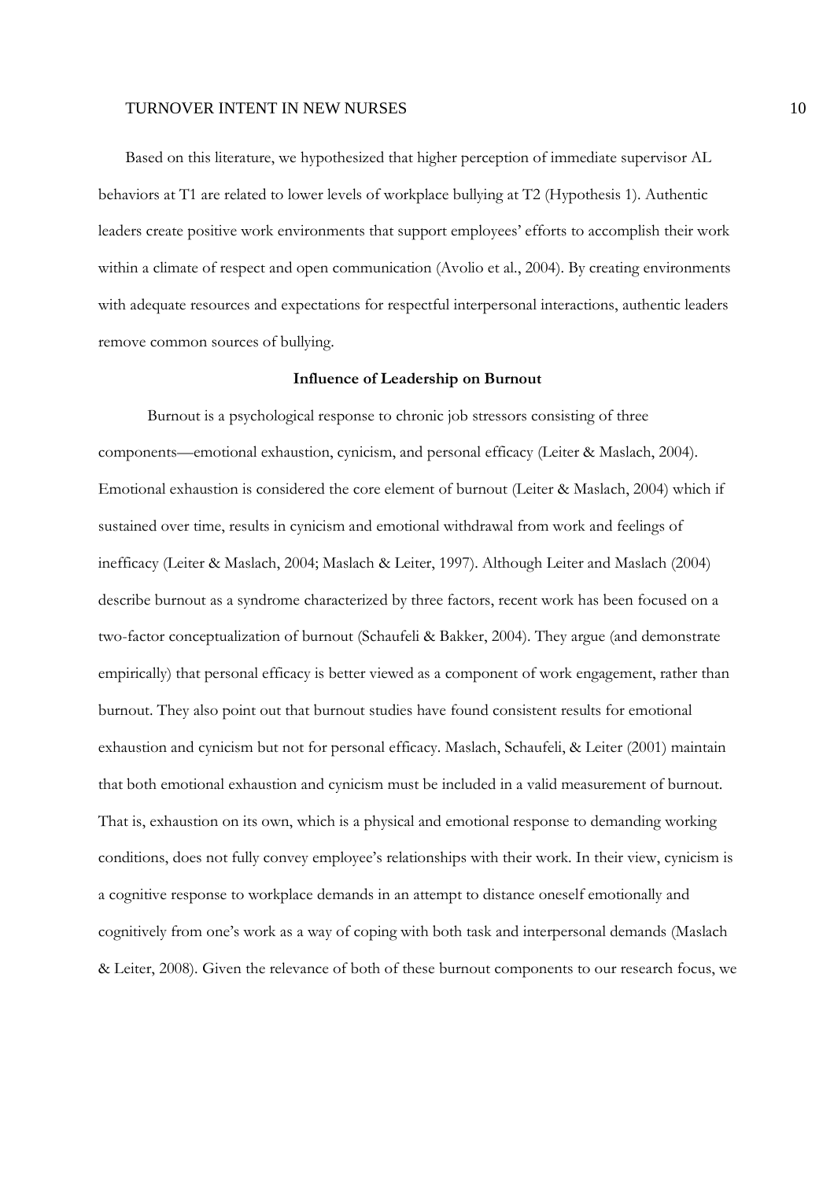Based on this literature, we hypothesized that higher perception of immediate supervisor AL behaviors at T1 are related to lower levels of workplace bullying at T2 (Hypothesis 1). Authentic leaders create positive work environments that support employees' efforts to accomplish their work within a climate of respect and open communication (Avolio et al., 2004). By creating environments with adequate resources and expectations for respectful interpersonal interactions, authentic leaders remove common sources of bullying.

### Influence of Leadership on Burnout

Burnout is a psychological response to chronic job stressors consisting of three components—emotional exhaustion, cynicism, and personal efficacy (Leiter & Maslach, 2004). Emotional exhaustion is considered the core element of burnout (Leiter & Maslach, 2004) which if sustained over time, results in cynicism and emotional withdrawal from work and feelings of inefficacy (Leiter & Maslach, 2004; Maslach & Leiter, 1997). Although Leiter and Maslach (2004) describe burnout as a syndrome characterized by three factors, recent work has been focused on a two-factor conceptualization of burnout (Schaufeli & Bakker, 2004). They argue (and demonstrate empirically) that personal efficacy is better viewed as a component of work engagement, rather than burnout. They also point out that burnout studies have found consistent results for emotional exhaustion and cynicism but not for personal efficacy. Maslach, Schaufeli, & Leiter (2001) maintain that both emotional exhaustion and cynicism must be included in a valid measurement of burnout. That is, exhaustion on its own, which is a physical and emotional response to demanding working conditions, does not fully convey employee's relationships with their work. In their view, cynicism is a cognitive response to workplace demands in an attempt to distance oneself emotionally and cognitively from one's work as a way of coping with both task and interpersonal demands (Maslach & Leiter, 2008). Given the relevance of both of these burnout components to our research focus, we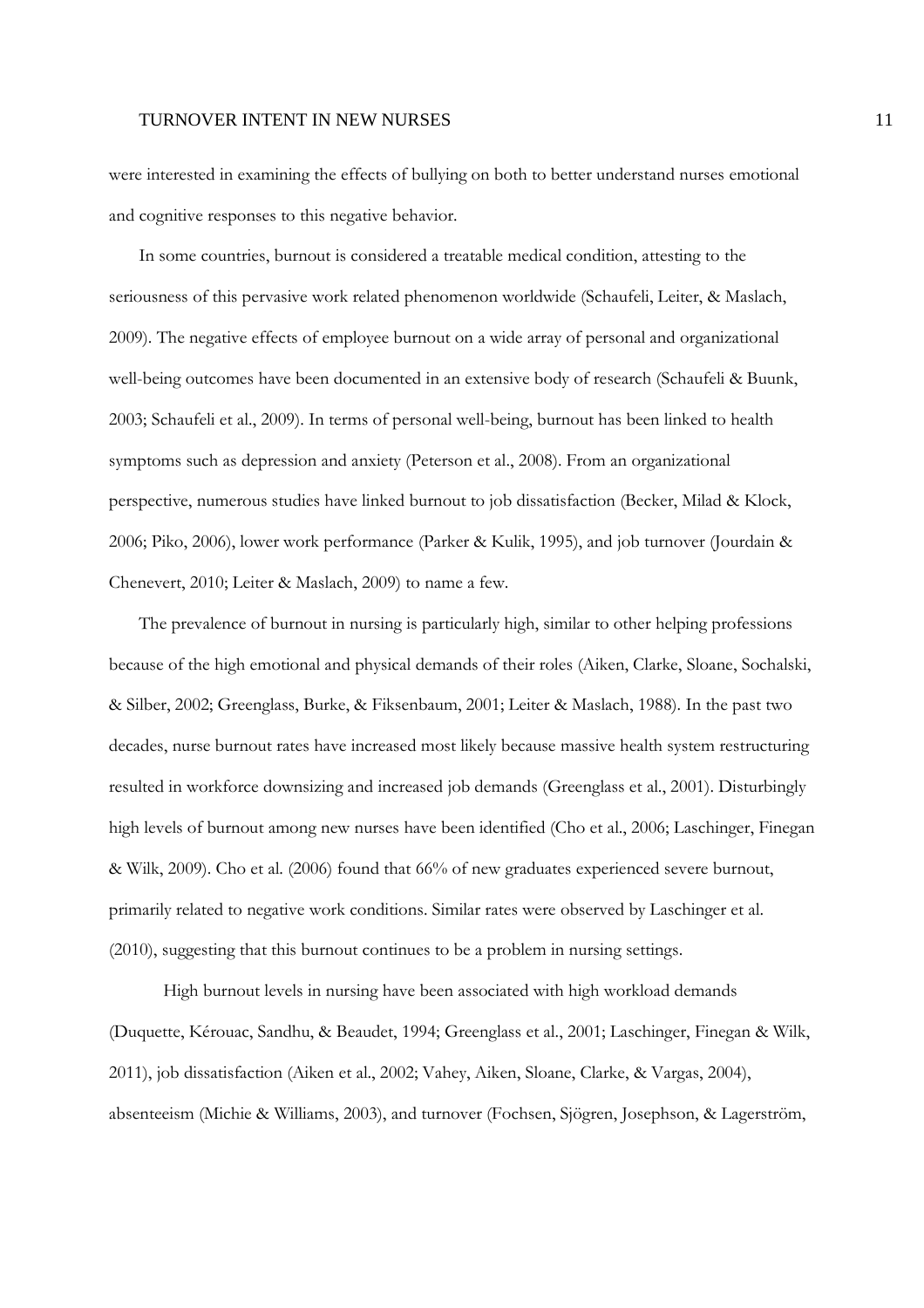were interested in examining the effects of bullying on both to better understand nurses emotional and cognitive responses to this negative behavior.

In some countries, burnout is considered a treatable medical condition, attesting to the seriousness of this pervasive work related phenomenon worldwide (Schaufeli, Leiter, & Maslach, 2009). The negative effects of employee burnout on a wide array of personal and organizational well-being outcomes have been documented in an extensive body of research (Schaufeli & Buunk, 2003; Schaufeli et al., 2009). In terms of personal well-being, burnout has been linked to health symptoms such as depression and anxiety (Peterson et al., 2008). From an organizational perspective, numerous studies have linked burnout to job dissatisfaction (Becker, Milad & Klock, 2006; Piko, 2006), lower work performance (Parker & Kulik, 1995), and job turnover (Jourdain & Chenevert, 2010; Leiter & Maslach, 2009) to name a few.

The prevalence of burnout in nursing is particularly high, similar to other helping professions because of the high emotional and physical demands of their roles (Aiken, Clarke, Sloane, Sochalski, & Silber, 2002; Greenglass, Burke, & Fiksenbaum, 2001; Leiter & Maslach, 1988). In the past two decades, nurse burnout rates have increased most likely because massive health system restructuring resulted in workforce downsizing and increased job demands (Greenglass et al., 2001). Disturbingly high levels of burnout among new nurses have been identified (Cho et al., 2006; Laschinger, Finegan & Wilk, 2009). Cho et al. (2006) found that 66% of new graduates experienced severe burnout, primarily related to negative work conditions. Similar rates were observed by Laschinger et al. (2010), suggesting that this burnout continues to be a problem in nursing settings.

High burnout levels in nursing have been associated with high workload demands (Duquette, Kérouac, Sandhu, & Beaudet, 1994; Greenglass et al., 2001; Laschinger, Finegan & Wilk, 2011), job dissatisfaction (Aiken et al., 2002; Vahey, Aiken, Sloane, Clarke, & Vargas, 2004), absenteeism (Michie & Williams, 2003), and turnover (Fochsen, Sjögren, Josephson, & Lagerström,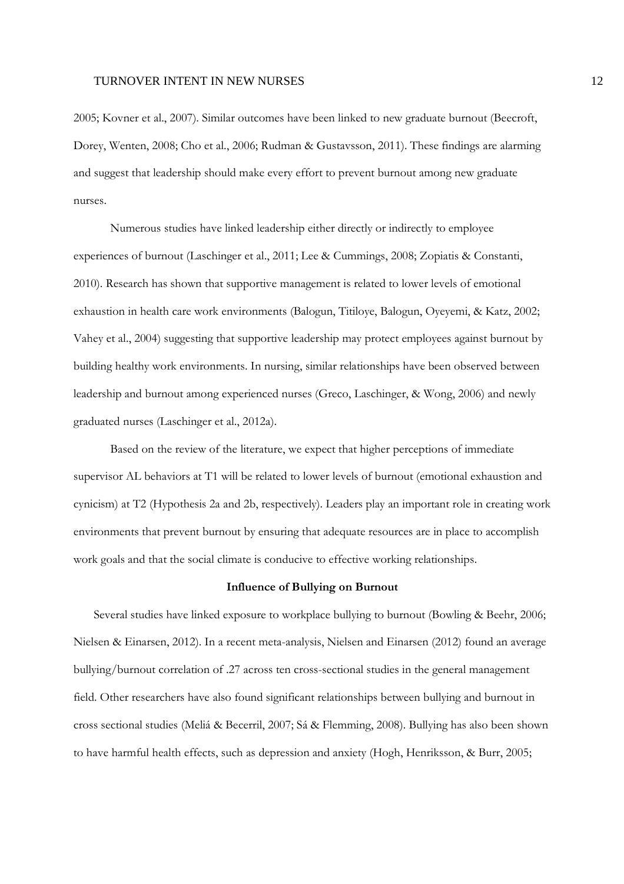2005; Kovner et al., 2007). Similar outcomes have been linked to new graduate burnout (Beecroft, Dorey, Wenten, 2008; Cho et al., 2006; Rudman & Gustavsson, 2011). These findings are alarming and suggest that leadership should make every effort to prevent burnout among new graduate nurses.

Numerous studies have linked leadership either directly or indirectly to employee experiences of burnout (Laschinger et al., 2011; Lee & Cummings, 2008; Zopiatis & Constanti, 2010). Research has shown that supportive management is related to lower levels of emotional exhaustion in health care work environments (Balogun, Titiloye, Balogun, Oyeyemi, & Katz, 2002; Vahey et al., 2004) suggesting that supportive leadership may protect employees against burnout by building healthy work environments. In nursing, similar relationships have been observed between leadership and burnout among experienced nurses (Greco, Laschinger, & Wong, 2006) and newly graduated nurses (Laschinger et al., 2012a).

Based on the review of the literature, we expect that higher perceptions of immediate supervisor AL behaviors at T1 will be related to lower levels of burnout (emotional exhaustion and cynicism) at T2 (Hypothesis 2a and 2b, respectively). Leaders play an important role in creating work environments that prevent burnout by ensuring that adequate resources are in place to accomplish work goals and that the social climate is conducive to effective working relationships.

**Influence of Bullying on Burnout**

Several studies have linked exposure to workplace bullying to burnout (Bowling & Beehr, 2006; Nielsen & Einarsen, 2012). In a recent meta-analysis, Nielsen and Einarsen (2012) found an average bullying/burnout correlation of .27 across ten cross-sectional studies in the general management field. Other researchers have also found significant relationships between bullying and burnout in cross sectional studies (Meliá & Becerril, 2007; Sá & Flemming, 2008). Bullying has also been shown to have harmful health effects, such as depression and anxiety (Hogh, Henriksson, & Burr, 2005;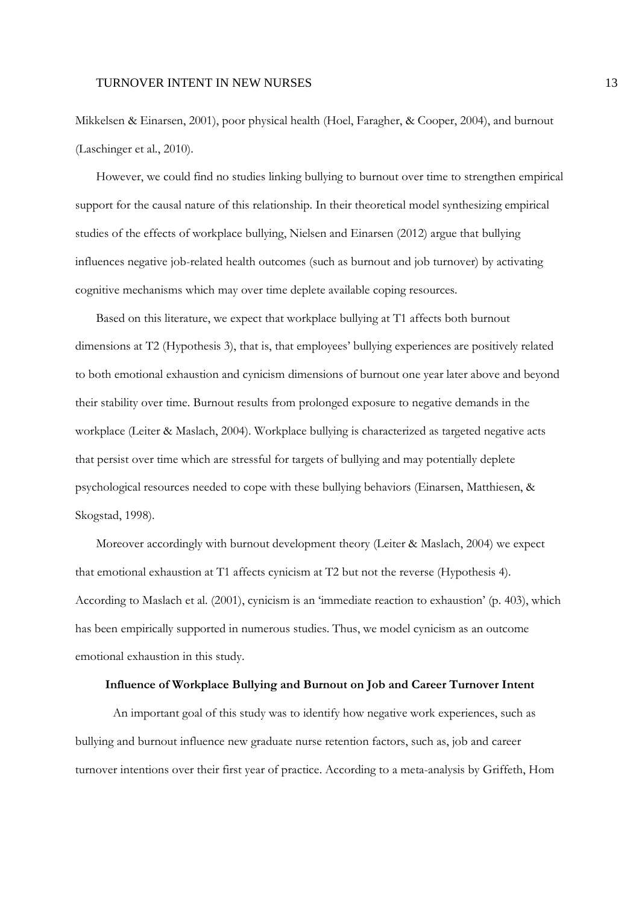Mikkelsen & Einarsen, 2001), poor physical health (Hoel, Faragher, & Cooper, 2004), and burnout (Laschinger et al., 2010).

However, we could find no studies linking bullying to burnout over time to strengthen empirical support for the causal nature of this relationship. In their theoretical model synthesizing empirical studies of the effects of workplace bullying, Nielsen and Einarsen (2012) argue that bullying influences negative job-related health outcomes (such as burnout and job turnover) by activating cognitive mechanisms which may over time deplete available coping resources.

Based on this literature, we expect that workplace bullying at T1 affects both burnout dimensions at T2 (Hypothesis 3), that is, that employees' bullying experiences are positively related to both emotional exhaustion and cynicism dimensions of burnout one year later above and beyond their stability over time. Burnout results from prolonged exposure to negative demands in the workplace (Leiter & Maslach, 2004). Workplace bullying is characterized as targeted negative acts that persist over time which are stressful for targets of bullying and may potentially deplete psychological resources needed to cope with these bullying behaviors (Einarsen, Matthiesen, & Skogstad, 1998).

Moreover accordingly with burnout development theory (Leiter & Maslach, 2004) we expect that emotional exhaustion at T1 affects cynicism at T2 but not the reverse (Hypothesis 4). According to Maslach et al. (2001), cynicism is an 'immediate reaction to exhaustion' (p. 403), which has been empirically supported in numerous studies. Thus, we model cynicism as an outcome emotional exhaustion in this study.

### Influence of Workplace Bullying and Burnout on Job and Career Turnover Intent

An important goal of this study was to identify how negative work experiences, such as bullying and burnout influence new graduate nurse retention factors, such as, job and career turnover intentions over their first year of practice. According to a meta-analysis by Griffeth, Hom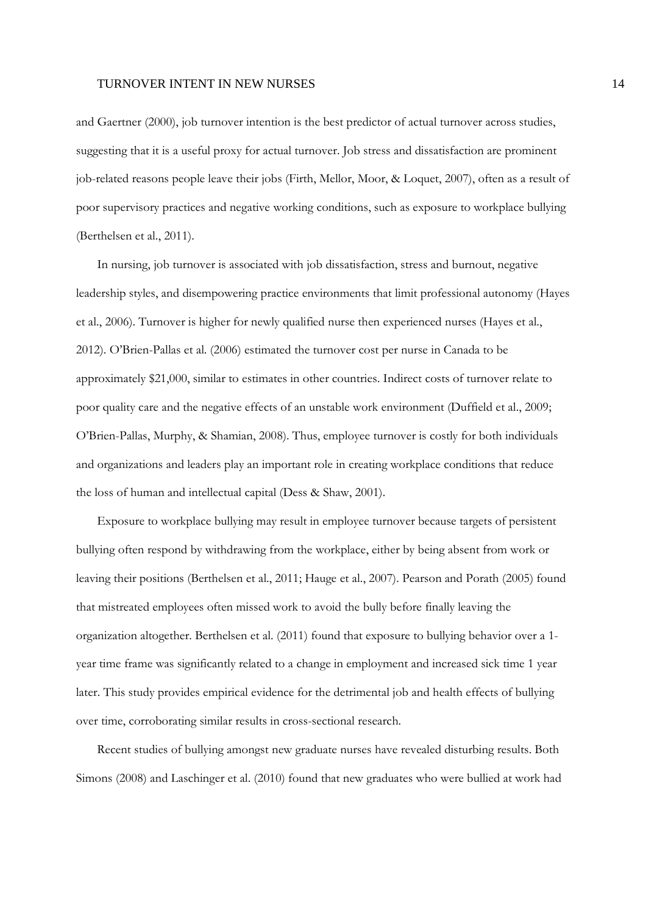and Gaertner (2000), job turnover intention is the best predictor of actual turnover across studies, suggesting that it is a useful proxy for actual turnover. Job stress and dissatisfaction are prominent job-related reasons people leave their jobs (Firth, Mellor, Moor, & Loquet, 2007), often as a result of poor supervisory practices and negative working conditions, such as exposure to workplace bullying (Berthelsen et al., 2011).

In nursing, job turnover is associated with job dissatisfaction, stress and burnout, negative leadership styles, and disempowering practice environments that limit professional autonomy (Hayes et al., 2006). Turnover is higher for newly qualified nurse then experienced nurses (Hayes et al., 2012). O'Brien-Pallas et al. (2006) estimated the turnover cost per nurse in Canada to be approximately $21,000, similar to estimates in other countries. Indirect costs of turnover relate to poor quality care and the negative effects of an unstable work environment (Duffield et al., 2009; O'Brien-Pallas, Murphy, & Shamian, 2008). Thus, employee turnover is costly for both individuals and organizations and leaders play an important role in creating workplace conditions that reduce the loss of human and intellectual capital (Dess & Shaw, 2001).

Exposure to workplace bullying may result in employee turnover because targets of persistent bullying often respond by withdrawing from the workplace, either by being absent from work or leaving their positions (Berthelsen et al., 2011; Hauge et al., 2007). Pearson and Porath (2005) found that mistreated employees often missed work to avoid the bully before finally leaving the organization altogether. Berthelsen et al. (2011) found that exposure to bullying behavior over a 1-year time frame was significantly related to a change in employment and increased sick time 1 year later. This study provides empirical evidence for the detrimental job and health effects of bullying over time, corroborating similar results in cross-sectional research.

Recent studies of bullying amongst new graduate nurses have revealed disturbing results. Both Simons (2008) and Laschinger et al. (2010) found that new graduates who were bullied at work had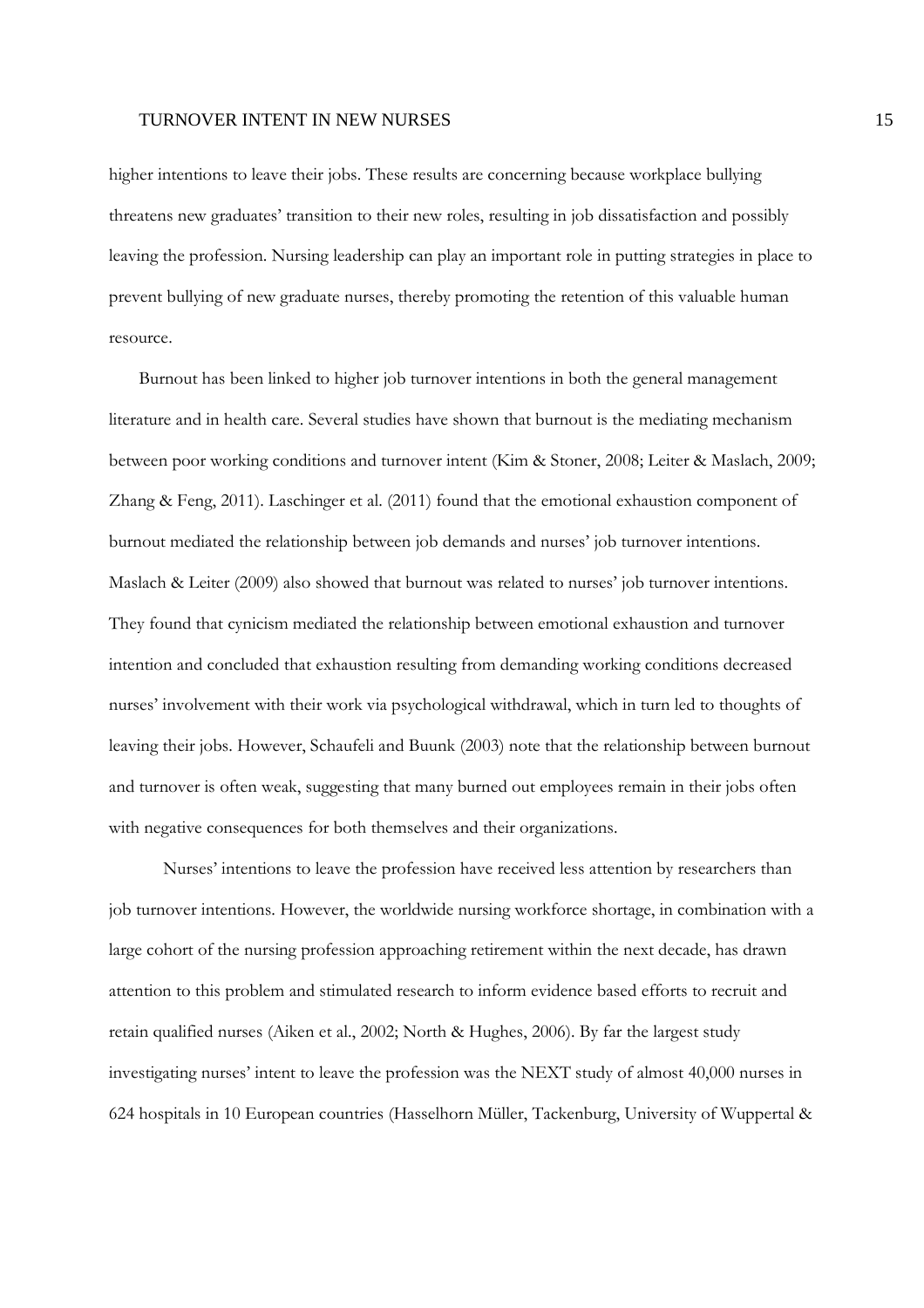higher intentions to leave their jobs. These results are concerning because workplace bullying threatens new graduates' transition to their new roles, resulting in job dissatisfaction and possibly leaving the profession. Nursing leadership can play an important role in putting strategies in place to prevent bullying of new graduate nurses, thereby promoting the retention of this valuable human resource.

Burnout has been linked to higher job turnover intentions in both the general management literature and in health care. Several studies have shown that burnout is the mediating mechanism between poor working conditions and turnover intent (Kim & Stoner, 2008; Leiter & Maslach, 2009; Zhang & Feng, 2011). Laschinger et al. (2011) found that the emotional exhaustion component of burnout mediated the relationship between job demands and nurses' job turnover intentions. Maslach & Leiter (2009) also showed that burnout was related to nurses' job turnover intentions. They found that cynicism mediated the relationship between emotional exhaustion and turnover intention and concluded that exhaustion resulting from demanding working conditions decreased nurses' involvement with their work via psychological withdrawal, which in turn led to thoughts of leaving their jobs. However, Schaufeli and Buunk (2003) note that the relationship between burnout and turnover is often weak, suggesting that many burned out employees remain in their jobs often with negative consequences for both themselves and their organizations.

Nurses' intentions to leave the profession have received less attention by researchers than job turnover intentions. However, the worldwide nursing workforce shortage, in combination with a large cohort of the nursing profession approaching retirement within the next decade, has drawn attention to this problem and stimulated research to inform evidence based efforts to recruit and retain qualified nurses (Aiken et al., 2002; North & Hughes, 2006). By far the largest study investigating nurses' intent to leave the profession was the NEXT study of almost 40,000 nurses in 624 hospitals in 10 European countries (Hasselhorn Müller, Tackenburg, University of Wuppertal &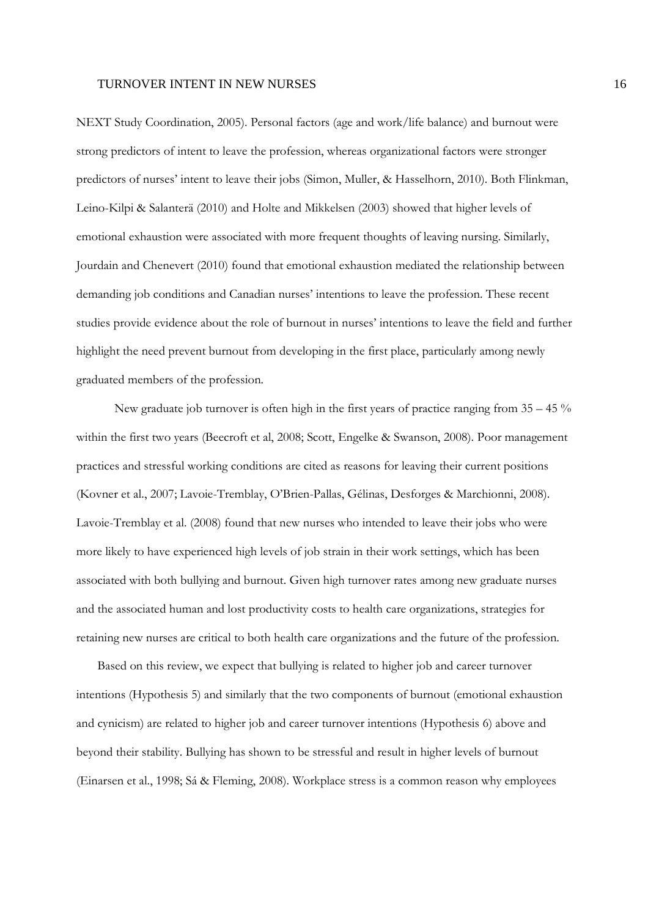NEXT Study Coordination, 2005). Personal factors (age and work/life balance) and burnout were strong predictors of intent to leave the profession, whereas organizational factors were stronger predictors of nurses' intent to leave their jobs (Simon, Muller, & Hasselhorn, 2010). Both Flinkman, Leino-Kilpi & Salanterä (2010) and Holte and Mikkelsen (2003) showed that higher levels of emotional exhaustion were associated with more frequent thoughts of leaving nursing. Similarly, Jourdain and Chenevert (2010) found that emotional exhaustion mediated the relationship between demanding job conditions and Canadian nurses' intentions to leave the profession. These recent studies provide evidence about the role of burnout in nurses' intentions to leave the field and further highlight the need prevent burnout from developing in the first place, particularly among newly graduated members of the profession.

New graduate job turnover is often high in the first years of practice ranging from 35 – 45 % within the first two years (Beecroft et al, 2008; Scott, Engelke & Swanson, 2008). Poor management practices and stressful working conditions are cited as reasons for leaving their current positions (Kovner et al., 2007; Lavoie-Tremblay, O'Brien-Pallas, Gélinas, Desforges & Marchionni, 2008). Lavoie-Tremblay et al. (2008) found that new nurses who intended to leave their jobs who were more likely to have experienced high levels of job strain in their work settings, which has been associated with both bullying and burnout. Given high turnover rates among new graduate nurses and the associated human and lost productivity costs to health care organizations, strategies for retaining new nurses are critical to both health care organizations and the future of the profession.

Based on this review, we expect that bullying is related to higher job and career turnover intentions (Hypothesis 5) and similarly that the two components of burnout (emotional exhaustion and cynicism) are related to higher job and career turnover intentions (Hypothesis 6) above and beyond their stability. Bullying has shown to be stressful and result in higher levels of burnout (Einarsen et al., 1998; Sá & Fleming, 2008). Workplace stress is a common reason why employees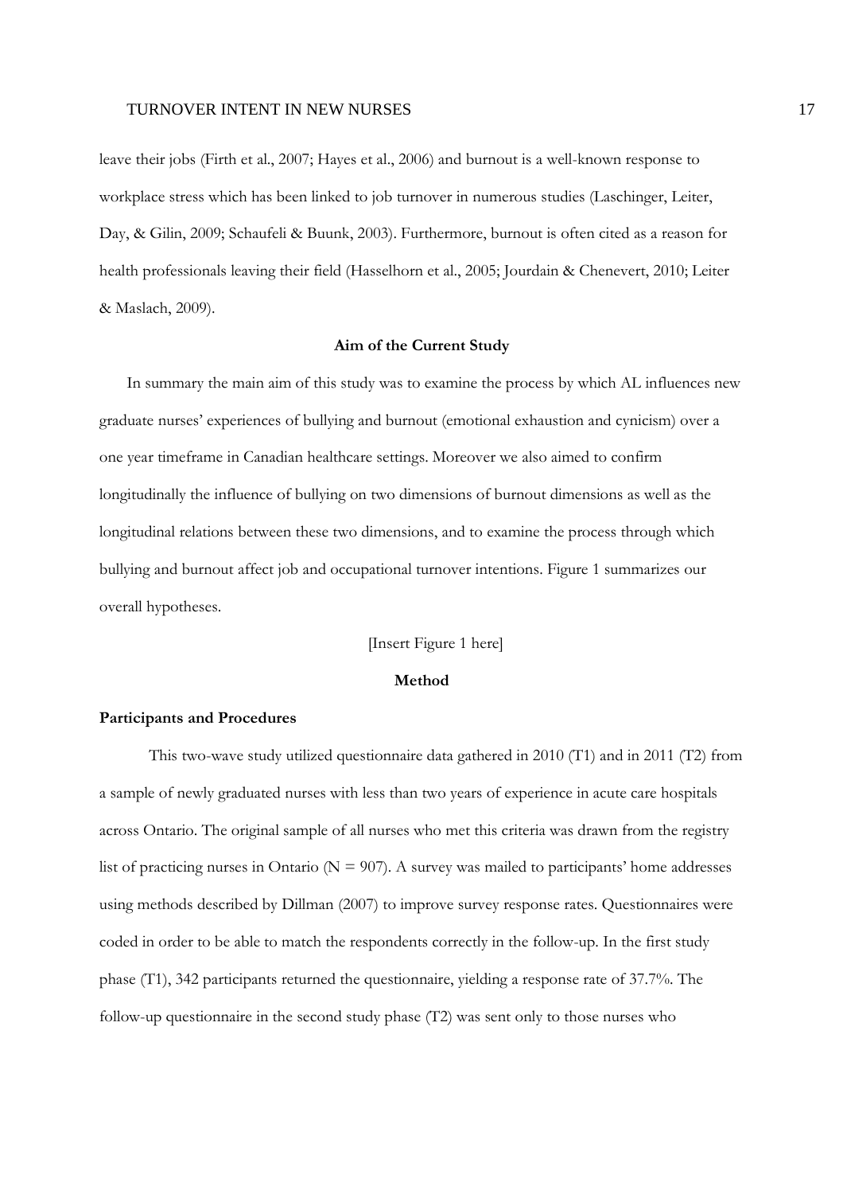leave their jobs (Firth et al., 2007; Hayes et al., 2006) and burnout is a well-known response to workplace stress which has been linked to job turnover in numerous studies (Laschinger, Leiter, Day, & Gilin, 2009; Schaufeli & Buunk, 2003). Furthermore, burnout is often cited as a reason for health professionals leaving their field (Hasselhorn et al., 2005; Jourdain & Chenevert, 2010; Leiter & Maslach, 2009).

## Aim of the Current Study

In summary the main aim of this study was to examine the process by which AL influences new graduate nurses' experiences of bullying and burnout (emotional exhaustion and cynicism) over a one year timeframe in Canadian healthcare settings. Moreover we also aimed to confirm longitudinally the influence of bullying on two dimensions of burnout dimensions as well as the longitudinal relations between these two dimensions, and to examine the process through which bullying and burnout affect job and occupational turnover intentions. Figure 1 summarizes our overall hypotheses.

[Insert Figure 1 here]

## Method

### Participants and Procedures

This two-wave study utilized questionnaire data gathered in 2010 (T1) and in 2011 (T2) from a sample of newly graduated nurses with less than two years of experience in acute care hospitals across Ontario. The original sample of all nurses who met this criteria was drawn from the registry list of practicing nurses in Ontario (N = 907). A survey was mailed to participants' home addresses using methods described by Dillman (2007) to improve survey response rates. Questionnaires were coded in order to be able to match the respondents correctly in the follow-up. In the first study phase (T1), 342 participants returned the questionnaire, yielding a response rate of 37.7%. The follow-up questionnaire in the second study phase (T2) was sent only to those nurses who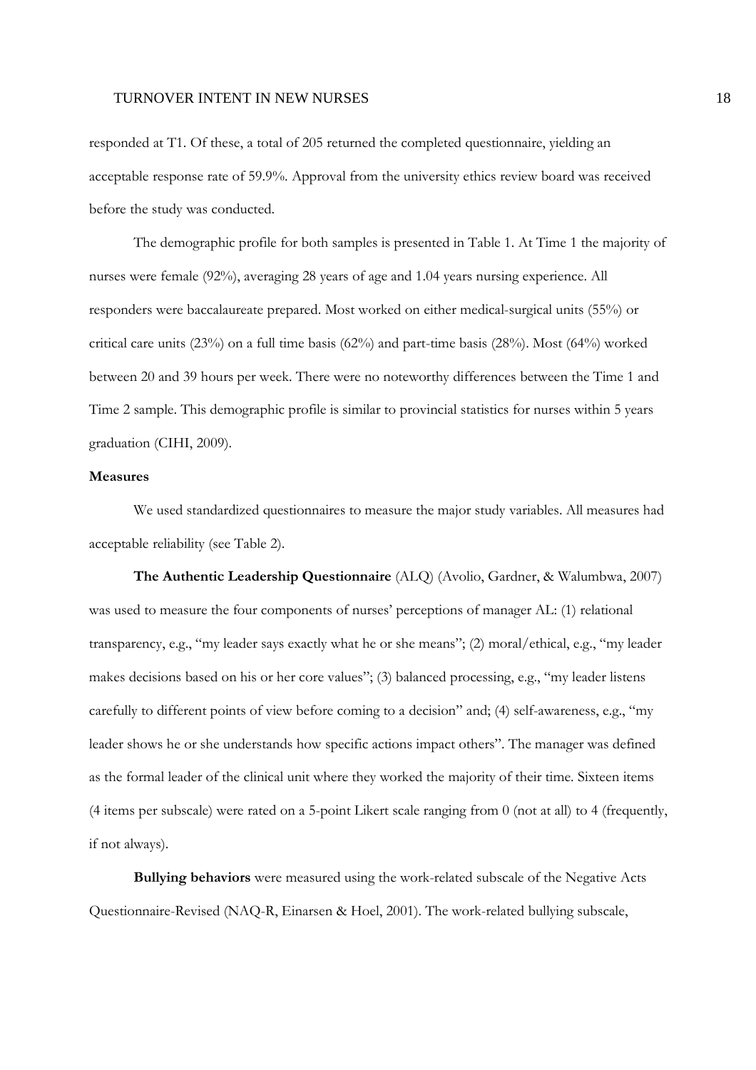responded at T1. Of these, a total of 205 returned the completed questionnaire, yielding an acceptable response rate of 59.9%. Approval from the university ethics review board was received before the study was conducted.

The demographic profile for both samples is presented in Table 1. At Time 1 the majority of nurses were female (92%), averaging 28 years of age and 1.04 years nursing experience. All responders were baccalaureate prepared. Most worked on either medical-surgical units (55%) or critical care units (23%) on a full time basis (62%) and part-time basis (28%). Most (64%) worked between 20 and 39 hours per week. There were no noteworthy differences between the Time 1 and Time 2 sample. This demographic profile is similar to provincial statistics for nurses within 5 years graduation (CIHI, 2009).

**Measures**

We used standardized questionnaires to measure the major study variables. All measures had acceptable reliability (see Table 2).

**The Authentic Leadership Questionnaire** (ALQ) (Avolio, Gardner, & Walumbwa, 2007) was used to measure the four components of nurses' perceptions of manager AL: (1) relational transparency, e.g., "my leader says exactly what he or she means"; (2) moral/ethical, e.g., "my leader makes decisions based on his or her core values"; (3) balanced processing, e.g., "my leader listens carefully to different points of view before coming to a decision" and; (4) self-awareness, e.g., "my leader shows he or she understands how specific actions impact others". The manager was defined as the formal leader of the clinical unit where they worked the majority of their time. Sixteen items (4 items per subscale) were rated on a 5-point Likert scale ranging from 0 (not at all) to 4 (frequently, if not always).

**Bullying behaviors** were measured using the work-related subscale of the Negative Acts Questionnaire-Revised (NAQ-R, Einarsen & Hoel, 2001). The work-related bullying subscale,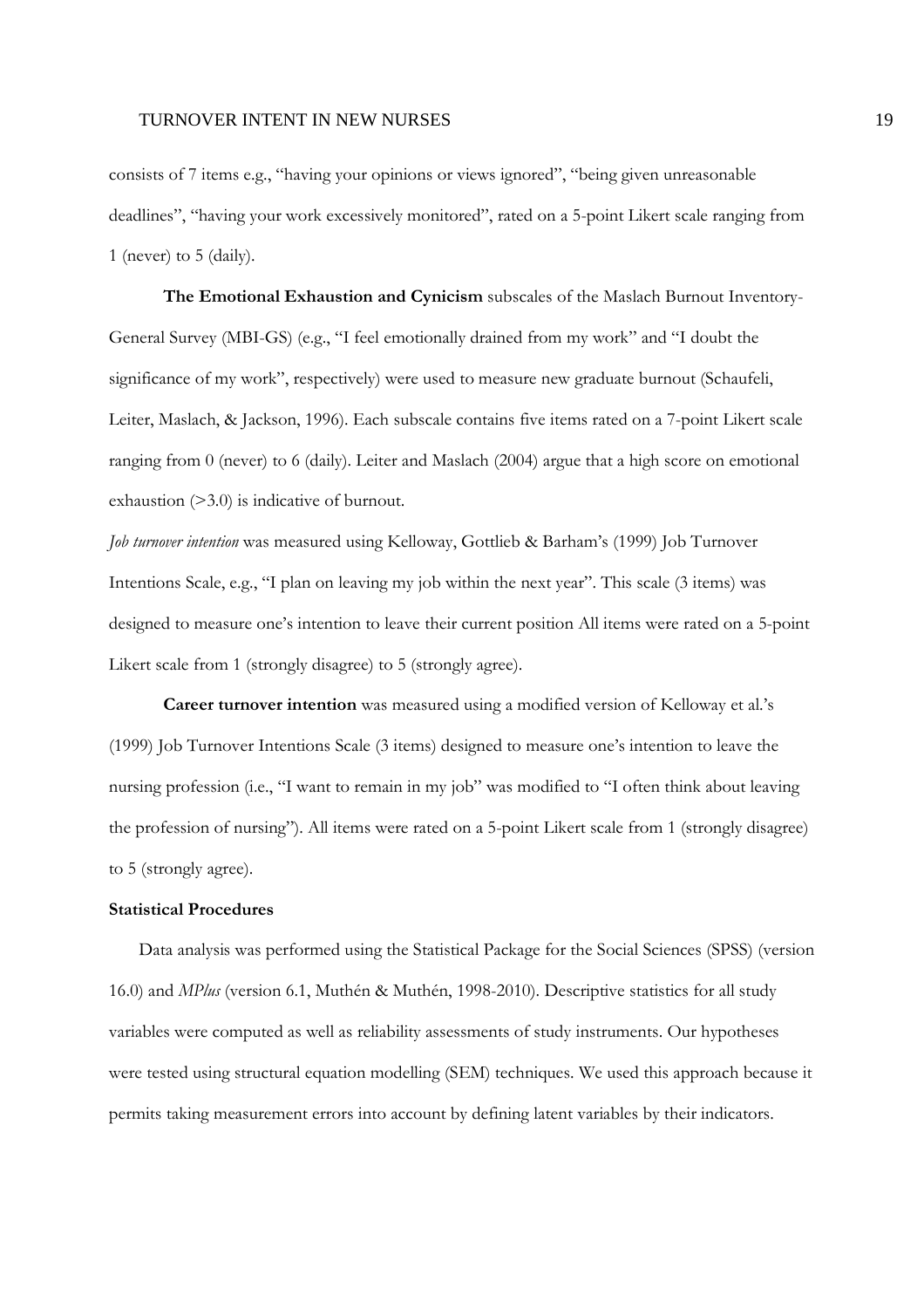consists of 7 items e.g., "having your opinions or views ignored", "being given unreasonable deadlines", "having your work excessively monitored", rated on a 5-point Likert scale ranging from 1 (never) to 5 (daily).

**The Emotional Exhaustion and Cynicism** subscales of the Maslach Burnout Inventory-General Survey (MBI-GS) (e.g., "I feel emotionally drained from my work" and "I doubt the significance of my work", respectively) were used to measure new graduate burnout (Schaufeli, Leiter, Maslach, & Jackson, 1996). Each subscale contains five items rated on a 7-point Likert scale ranging from 0 (never) to 6 (daily). Leiter and Maslach (2004) argue that a high score on emotional exhaustion (>3.0) is indicative of burnout.

*Job turnover intention* was measured using Kelloway, Gottlieb & Barham's (1999) Job Turnover Intentions Scale, e.g., "I plan on leaving my job within the next year". This scale (3 items) was designed to measure one's intention to leave their current position All items were rated on a 5-point Likert scale from 1 (strongly disagree) to 5 (strongly agree).

**Career turnover intention** was measured using a modified version of Kelloway et al.'s (1999) Job Turnover Intentions Scale (3 items) designed to measure one's intention to leave the nursing profession (i.e., "I want to remain in my job" was modified to "I often think about leaving the profession of nursing"). All items were rated on a 5-point Likert scale from 1 (strongly disagree) to 5 (strongly agree).

**Statistical Procedures**

Data analysis was performed using the Statistical Package for the Social Sciences (SPSS) (version 16.0) and *MPlus* (version 6.1, Muthén & Muthén, 1998-2010). Descriptive statistics for all study variables were computed as well as reliability assessments of study instruments. Our hypotheses were tested using structural equation modelling (SEM) techniques. We used this approach because it permits taking measurement errors into account by defining latent variables by their indicators.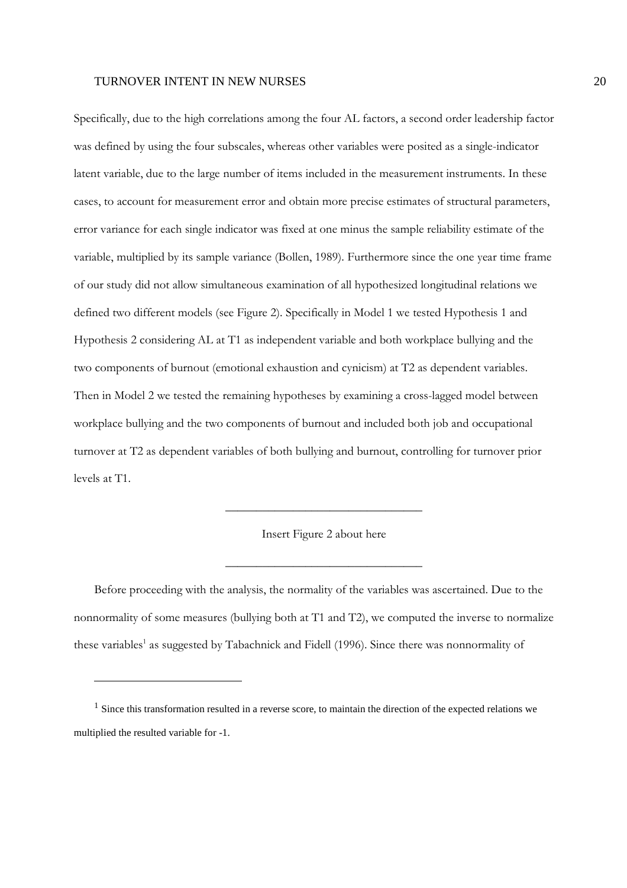Specifically, due to the high correlations among the four AL factors, a second order leadership factor was defined by using the four subscales, whereas other variables were posited as a single-indicator latent variable, due to the large number of items included in the measurement instruments. In these cases, to account for measurement error and obtain more precise estimates of structural parameters, error variance for each single indicator was fixed at one minus the sample reliability estimate of the variable, multiplied by its sample variance (Bollen, 1989). Furthermore since the one year time frame of our study did not allow simultaneous examination of all hypothesized longitudinal relations we defined two different models (see Figure 2). Specifically in Model 1 we tested Hypothesis 1 and Hypothesis 2 considering AL at T1 as independent variable and both workplace bullying and the two components of burnout (emotional exhaustion and cynicism) at T2 as dependent variables. Then in Model 2 we tested the remaining hypotheses by examining a cross-lagged model between workplace bullying and the two components of burnout and included both job and occupational turnover at T2 as dependent variables of both bullying and burnout, controlling for turnover prior levels at T1.

---

Insert Figure 2 about here

---

Before proceeding with the analysis, the normality of the variables was ascertained. Due to the nonnormality of some measures (bullying both at T1 and T2), we computed the inverse to normalize these variables[1] as suggested by Tabachnick and Fidell (1996). Since there was nonnormality of

---

[1] Since this transformation resulted in a reverse score, to maintain the direction of the expected relations we multiplied the resulted variable for -1.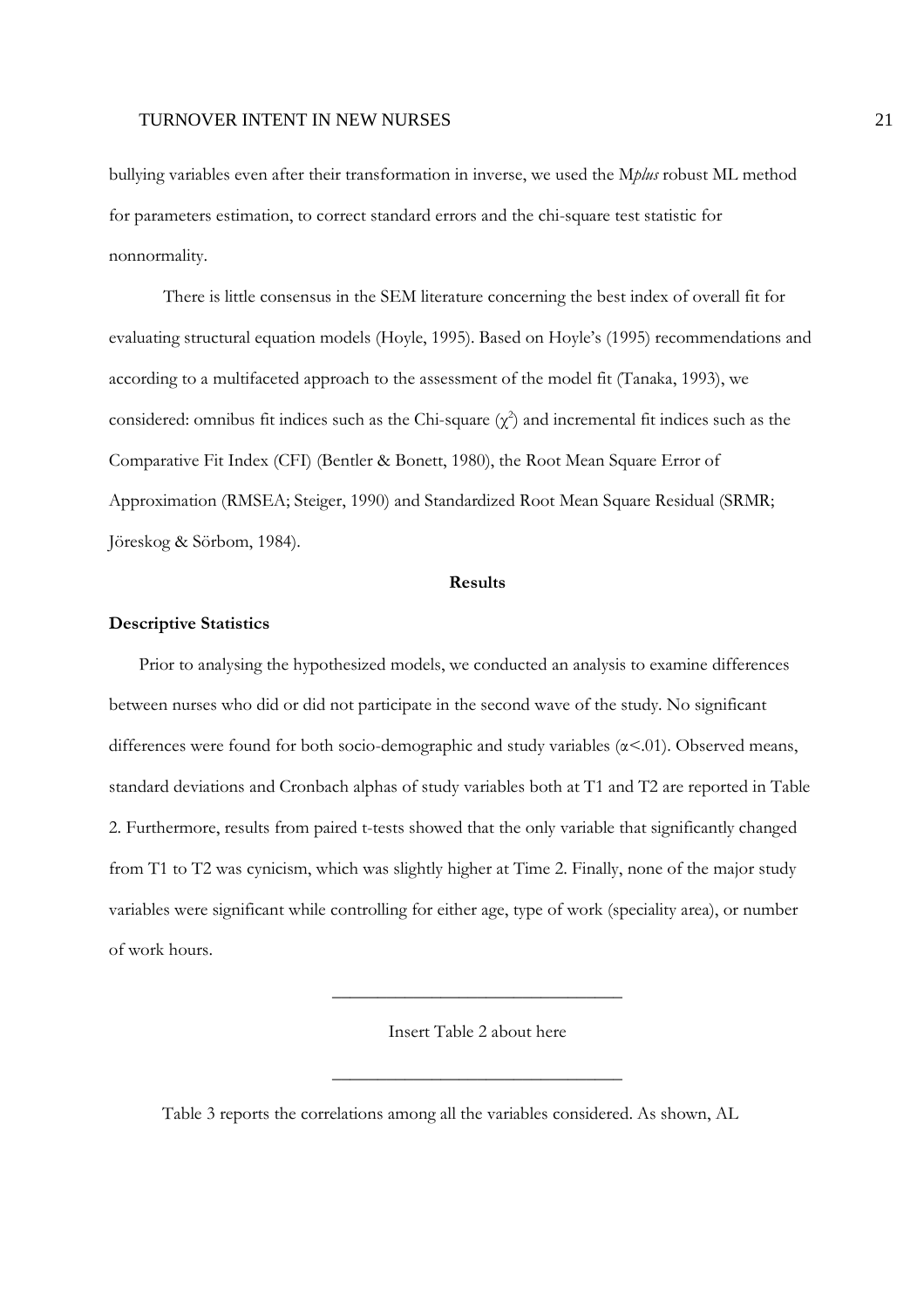bullying variables even after their transformation in inverse, we used the M*plus* robust ML method for parameters estimation, to correct standard errors and the chi-square test statistic for nonnormality.

There is little consensus in the SEM literature concerning the best index of overall fit for evaluating structural equation models (Hoyle, 1995). Based on Hoyle's (1995) recommendations and according to a multifaceted approach to the assessment of the model fit (Tanaka, 1993), we considered: omnibus fit indices such as the Chi-square ($\chi^2$) and incremental fit indices such as the Comparative Fit Index (CFI) (Bentler & Bonett, 1980), the Root Mean Square Error of Approximation (RMSEA; Steiger, 1990) and Standardized Root Mean Square Residual (SRMR; Jöreskog & Sörbom, 1984).

## Results

### Descriptive Statistics

Prior to analysing the hypothesized models, we conducted an analysis to examine differences between nurses who did or did not participate in the second wave of the study. No significant differences were found for both socio-demographic and study variables ($\alpha$<.01). Observed means, standard deviations and Cronbach alphas of study variables both at T1 and T2 are reported in Table 2. Furthermore, results from paired t-tests showed that the only variable that significantly changed from T1 to T2 was cynicism, which was slightly higher at Time 2. Finally, none of the major study variables were significant while controlling for either age, type of work (speciality area), or number of work hours.

---

Insert Table 2 about here

---

Table 3 reports the correlations among all the variables considered. As shown, AL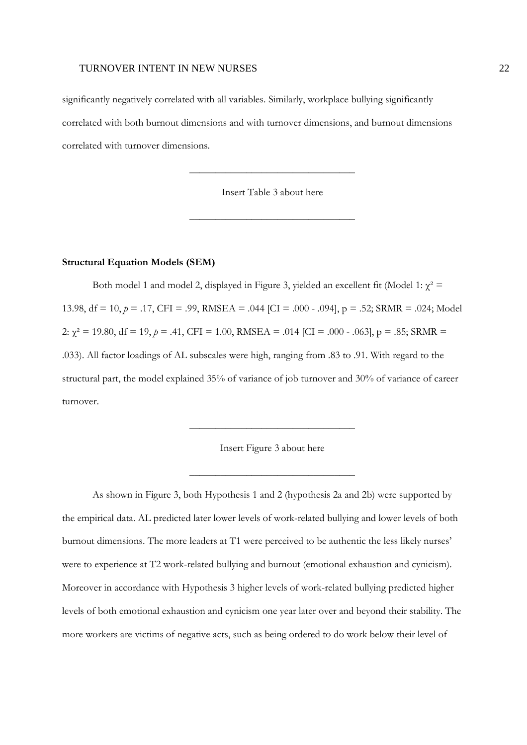significantly negatively correlated with all variables. Similarly, workplace bullying significantly correlated with both burnout dimensions and with turnover dimensions, and burnout dimensions correlated with turnover dimensions.

________________________________

Insert Table 3 about here

________________________________

**Structural Equation Models (SEM)**

Both model 1 and model 2, displayed in Figure 3, yielded an excellent fit (Model 1: $\chi^2$ = 13.98, df = 10, *p* = .17, CFI = .99, RMSEA = .044 [CI = .000 - .094], p = .52; SRMR = .024; Model 2: $\chi^2$ = 19.80, df = 19, *p* = .41, CFI = 1.00, RMSEA = .014 [CI = .000 - .063], p = .85; SRMR = .033). All factor loadings of AL subscales were high, ranging from .83 to .91. With regard to the structural part, the model explained 35% of variance of job turnover and 30% of variance of career turnover.

________________________________

Insert Figure 3 about here

________________________________

As shown in Figure 3, both Hypothesis 1 and 2 (hypothesis 2a and 2b) were supported by the empirical data. AL predicted later lower levels of work-related bullying and lower levels of both burnout dimensions. The more leaders at T1 were perceived to be authentic the less likely nurses' were to experience at T2 work-related bullying and burnout (emotional exhaustion and cynicism). Moreover in accordance with Hypothesis 3 higher levels of work-related bullying predicted higher levels of both emotional exhaustion and cynicism one year later over and beyond their stability. The more workers are victims of negative acts, such as being ordered to do work below their level of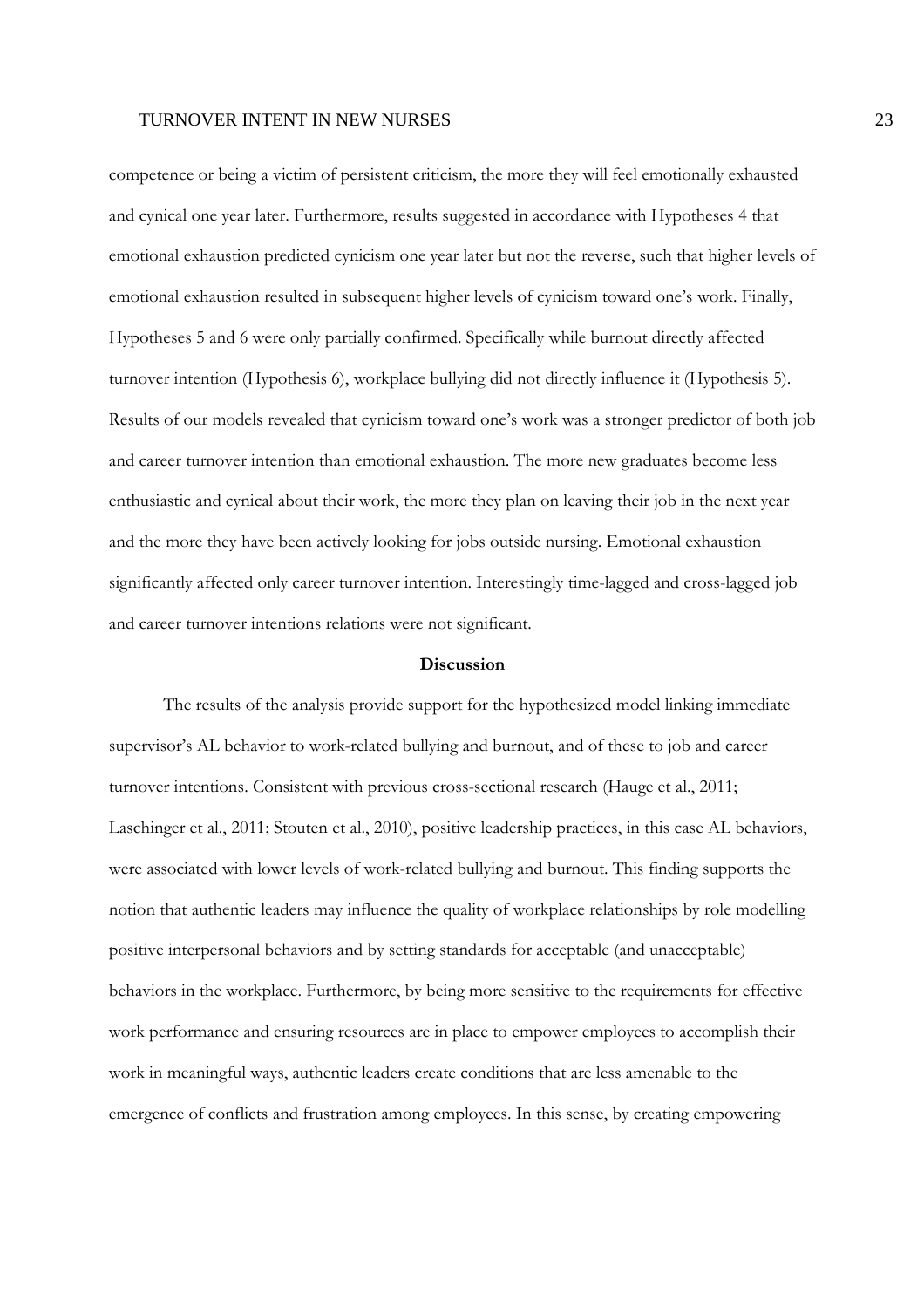competence or being a victim of persistent criticism, the more they will feel emotionally exhausted and cynical one year later. Furthermore, results suggested in accordance with Hypotheses 4 that emotional exhaustion predicted cynicism one year later but not the reverse, such that higher levels of emotional exhaustion resulted in subsequent higher levels of cynicism toward one's work. Finally, Hypotheses 5 and 6 were only partially confirmed. Specifically while burnout directly affected turnover intention (Hypothesis 6), workplace bullying did not directly influence it (Hypothesis 5). Results of our models revealed that cynicism toward one's work was a stronger predictor of both job and career turnover intention than emotional exhaustion. The more new graduates become less enthusiastic and cynical about their work, the more they plan on leaving their job in the next year and the more they have been actively looking for jobs outside nursing. Emotional exhaustion significantly affected only career turnover intention. Interestingly time-lagged and cross-lagged job and career turnover intentions relations were not significant.

## Discussion

The results of the analysis provide support for the hypothesized model linking immediate supervisor's AL behavior to work-related bullying and burnout, and of these to job and career turnover intentions. Consistent with previous cross-sectional research (Hauge et al., 2011; Laschinger et al., 2011; Stouten et al., 2010), positive leadership practices, in this case AL behaviors, were associated with lower levels of work-related bullying and burnout. This finding supports the notion that authentic leaders may influence the quality of workplace relationships by role modelling positive interpersonal behaviors and by setting standards for acceptable (and unacceptable) behaviors in the workplace. Furthermore, by being more sensitive to the requirements for effective work performance and ensuring resources are in place to empower employees to accomplish their work in meaningful ways, authentic leaders create conditions that are less amenable to the emergence of conflicts and frustration among employees. In this sense, by creating empowering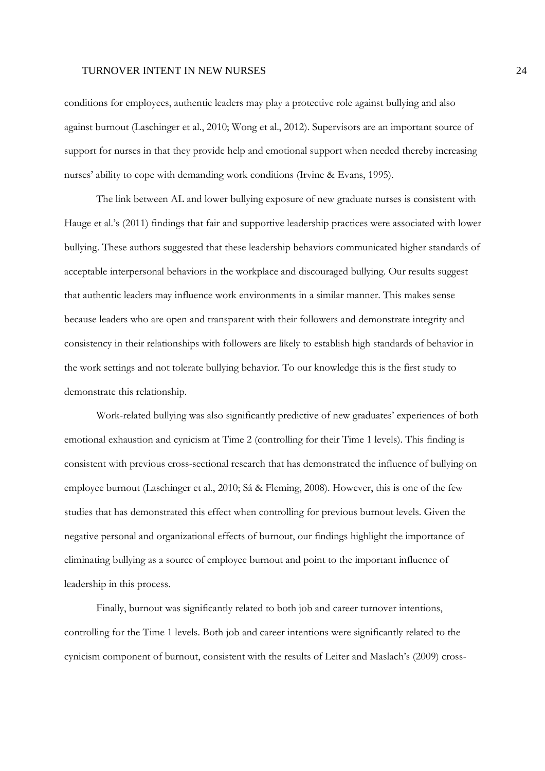conditions for employees, authentic leaders may play a protective role against bullying and also against burnout (Laschinger et al., 2010; Wong et al., 2012). Supervisors are an important source of support for nurses in that they provide help and emotional support when needed thereby increasing nurses' ability to cope with demanding work conditions (Irvine & Evans, 1995).

The link between AL and lower bullying exposure of new graduate nurses is consistent with Hauge et al.'s (2011) findings that fair and supportive leadership practices were associated with lower bullying. These authors suggested that these leadership behaviors communicated higher standards of acceptable interpersonal behaviors in the workplace and discouraged bullying. Our results suggest that authentic leaders may influence work environments in a similar manner. This makes sense because leaders who are open and transparent with their followers and demonstrate integrity and consistency in their relationships with followers are likely to establish high standards of behavior in the work settings and not tolerate bullying behavior. To our knowledge this is the first study to demonstrate this relationship.

Work-related bullying was also significantly predictive of new graduates' experiences of both emotional exhaustion and cynicism at Time 2 (controlling for their Time 1 levels). This finding is consistent with previous cross-sectional research that has demonstrated the influence of bullying on employee burnout (Laschinger et al., 2010; Sá & Fleming, 2008). However, this is one of the few studies that has demonstrated this effect when controlling for previous burnout levels. Given the negative personal and organizational effects of burnout, our findings highlight the importance of eliminating bullying as a source of employee burnout and point to the important influence of leadership in this process.

Finally, burnout was significantly related to both job and career turnover intentions, controlling for the Time 1 levels. Both job and career intentions were significantly related to the cynicism component of burnout, consistent with the results of Leiter and Maslach's (2009) cross-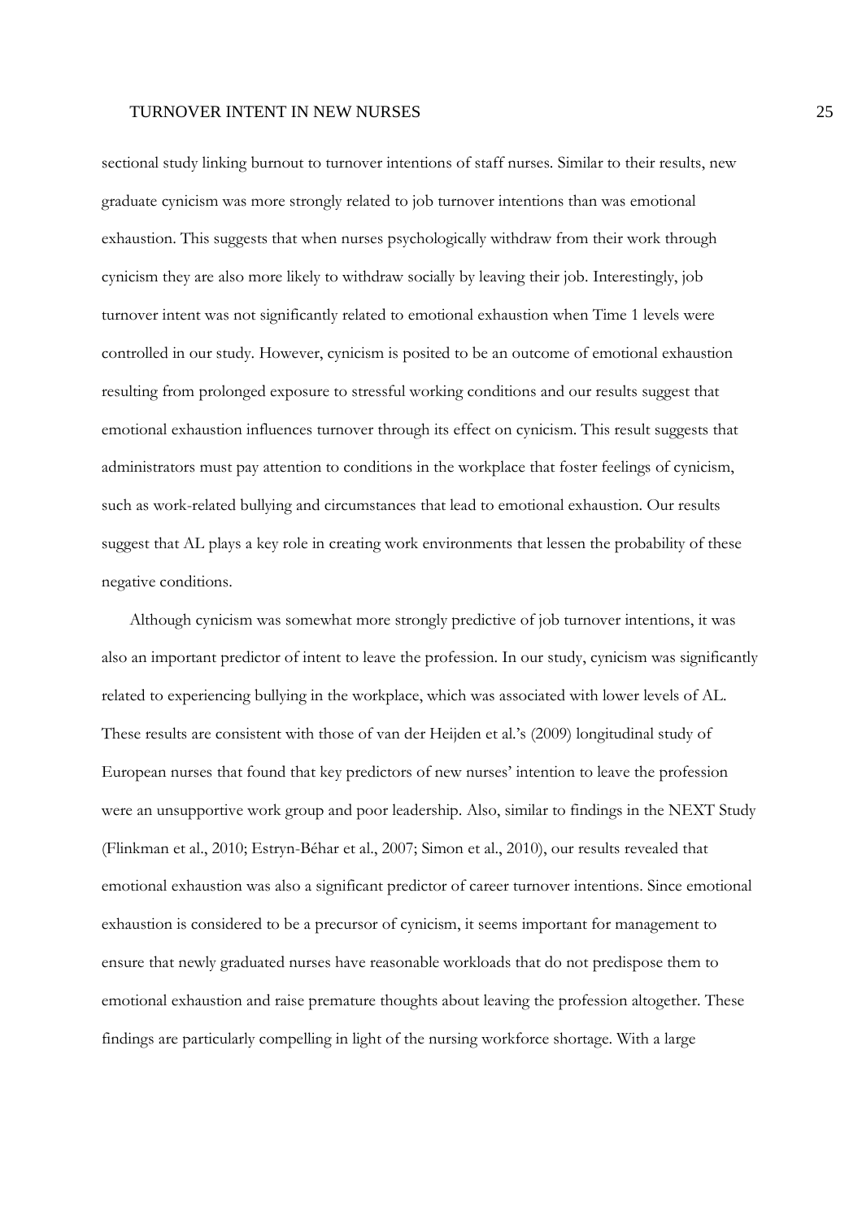sectional study linking burnout to turnover intentions of staff nurses. Similar to their results, new graduate cynicism was more strongly related to job turnover intentions than was emotional exhaustion. This suggests that when nurses psychologically withdraw from their work through cynicism they are also more likely to withdraw socially by leaving their job. Interestingly, job turnover intent was not significantly related to emotional exhaustion when Time 1 levels were controlled in our study. However, cynicism is posited to be an outcome of emotional exhaustion resulting from prolonged exposure to stressful working conditions and our results suggest that emotional exhaustion influences turnover through its effect on cynicism. This result suggests that administrators must pay attention to conditions in the workplace that foster feelings of cynicism, such as work-related bullying and circumstances that lead to emotional exhaustion. Our results suggest that AL plays a key role in creating work environments that lessen the probability of these negative conditions.

Although cynicism was somewhat more strongly predictive of job turnover intentions, it was also an important predictor of intent to leave the profession. In our study, cynicism was significantly related to experiencing bullying in the workplace, which was associated with lower levels of AL. These results are consistent with those of van der Heijden et al.'s (2009) longitudinal study of European nurses that found that key predictors of new nurses' intention to leave the profession were an unsupportive work group and poor leadership. Also, similar to findings in the NEXT Study (Flinkman et al., 2010; Estryn-Béhar et al., 2007; Simon et al., 2010), our results revealed that emotional exhaustion was also a significant predictor of career turnover intentions. Since emotional exhaustion is considered to be a precursor of cynicism, it seems important for management to ensure that newly graduated nurses have reasonable workloads that do not predispose them to emotional exhaustion and raise premature thoughts about leaving the profession altogether. These findings are particularly compelling in light of the nursing workforce shortage. With a large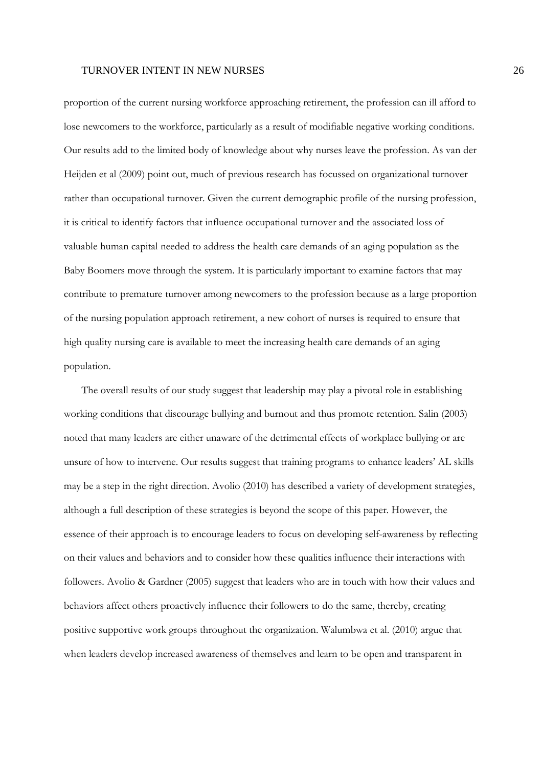proportion of the current nursing workforce approaching retirement, the profession can ill afford to lose newcomers to the workforce, particularly as a result of modifiable negative working conditions. Our results add to the limited body of knowledge about why nurses leave the profession. As van der Heijden et al (2009) point out, much of previous research has focussed on organizational turnover rather than occupational turnover. Given the current demographic profile of the nursing profession, it is critical to identify factors that influence occupational turnover and the associated loss of valuable human capital needed to address the health care demands of an aging population as the Baby Boomers move through the system. It is particularly important to examine factors that may contribute to premature turnover among newcomers to the profession because as a large proportion of the nursing population approach retirement, a new cohort of nurses is required to ensure that high quality nursing care is available to meet the increasing health care demands of an aging population.

The overall results of our study suggest that leadership may play a pivotal role in establishing working conditions that discourage bullying and burnout and thus promote retention. Salin (2003) noted that many leaders are either unaware of the detrimental effects of workplace bullying or are unsure of how to intervene. Our results suggest that training programs to enhance leaders' AL skills may be a step in the right direction. Avolio (2010) has described a variety of development strategies, although a full description of these strategies is beyond the scope of this paper. However, the essence of their approach is to encourage leaders to focus on developing self-awareness by reflecting on their values and behaviors and to consider how these qualities influence their interactions with followers. Avolio & Gardner (2005) suggest that leaders who are in touch with how their values and behaviors affect others proactively influence their followers to do the same, thereby, creating positive supportive work groups throughout the organization. Walumbwa et al. (2010) argue that when leaders develop increased awareness of themselves and learn to be open and transparent in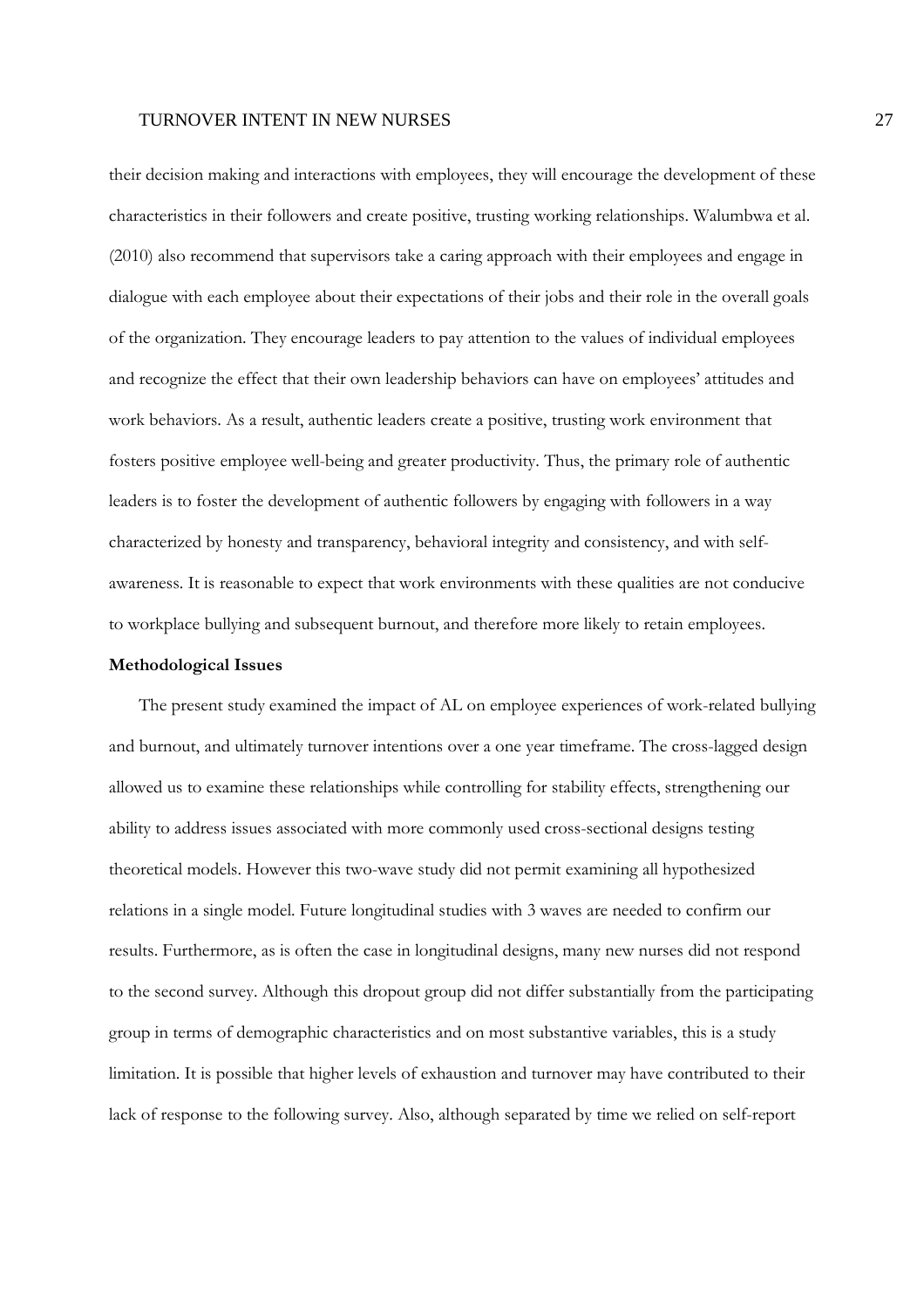their decision making and interactions with employees, they will encourage the development of these characteristics in their followers and create positive, trusting working relationships. Walumbwa et al. (2010) also recommend that supervisors take a caring approach with their employees and engage in dialogue with each employee about their expectations of their jobs and their role in the overall goals of the organization. They encourage leaders to pay attention to the values of individual employees and recognize the effect that their own leadership behaviors can have on employees' attitudes and work behaviors. As a result, authentic leaders create a positive, trusting work environment that fosters positive employee well-being and greater productivity. Thus, the primary role of authentic leaders is to foster the development of authentic followers by engaging with followers in a way characterized by honesty and transparency, behavioral integrity and consistency, and with self-awareness. It is reasonable to expect that work environments with these qualities are not conducive to workplace bullying and subsequent burnout, and therefore more likely to retain employees.

**Methodological Issues**

The present study examined the impact of AL on employee experiences of work-related bullying and burnout, and ultimately turnover intentions over a one year timeframe. The cross-lagged design allowed us to examine these relationships while controlling for stability effects, strengthening our ability to address issues associated with more commonly used cross-sectional designs testing theoretical models. However this two-wave study did not permit examining all hypothesized relations in a single model. Future longitudinal studies with 3 waves are needed to confirm our results. Furthermore, as is often the case in longitudinal designs, many new nurses did not respond to the second survey. Although this dropout group did not differ substantially from the participating group in terms of demographic characteristics and on most substantive variables, this is a study limitation. It is possible that higher levels of exhaustion and turnover may have contributed to their lack of response to the following survey. Also, although separated by time we relied on self-report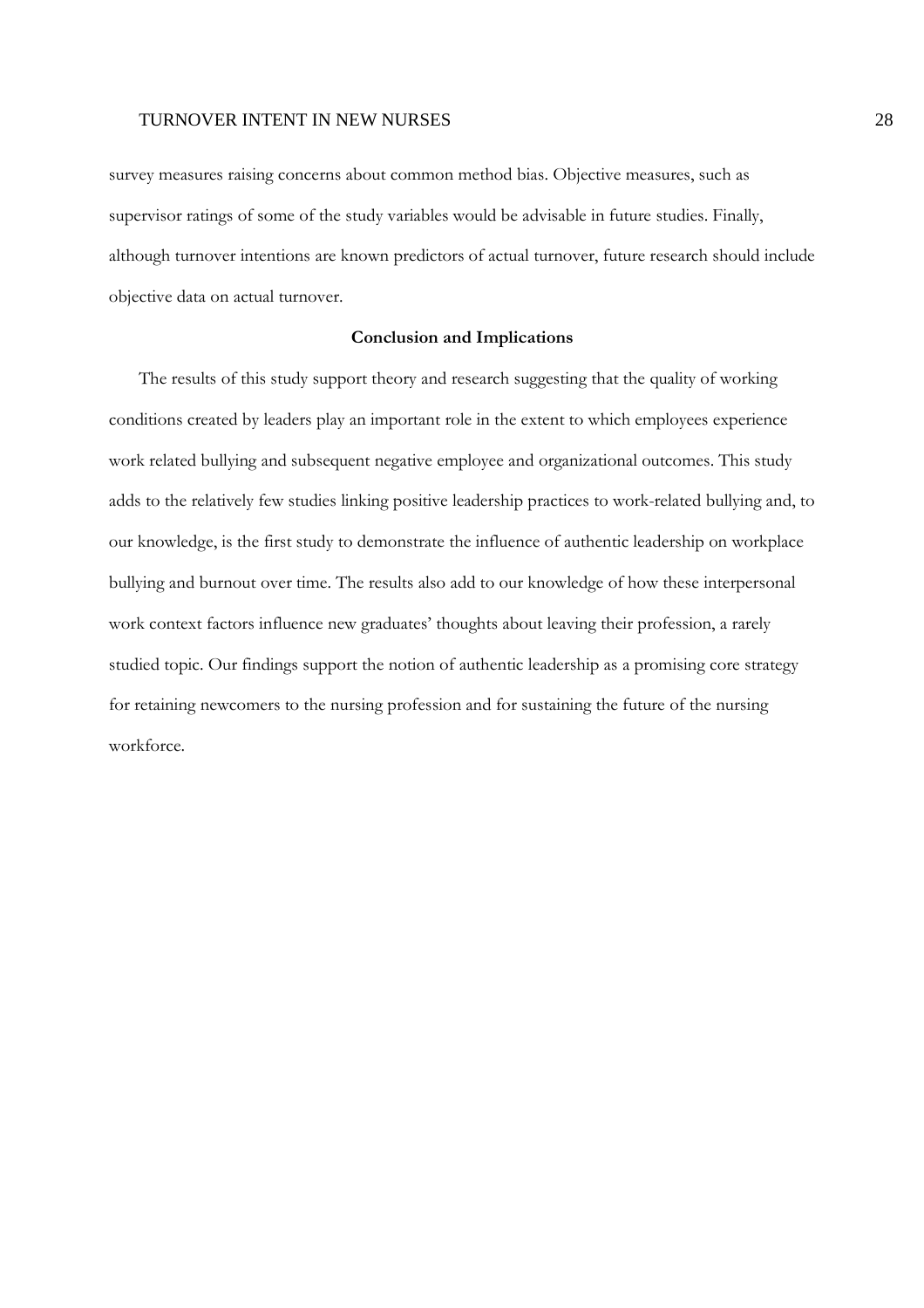survey measures raising concerns about common method bias. Objective measures, such as supervisor ratings of some of the study variables would be advisable in future studies. Finally, although turnover intentions are known predictors of actual turnover, future research should include objective data on actual turnover.

## Conclusion and Implications

The results of this study support theory and research suggesting that the quality of working conditions created by leaders play an important role in the extent to which employees experience work related bullying and subsequent negative employee and organizational outcomes. This study adds to the relatively few studies linking positive leadership practices to work-related bullying and, to our knowledge, is the first study to demonstrate the influence of authentic leadership on workplace bullying and burnout over time. The results also add to our knowledge of how these interpersonal work context factors influence new graduates' thoughts about leaving their profession, a rarely studied topic. Our findings support the notion of authentic leadership as a promising core strategy for retaining newcomers to the nursing profession and for sustaining the future of the nursing workforce.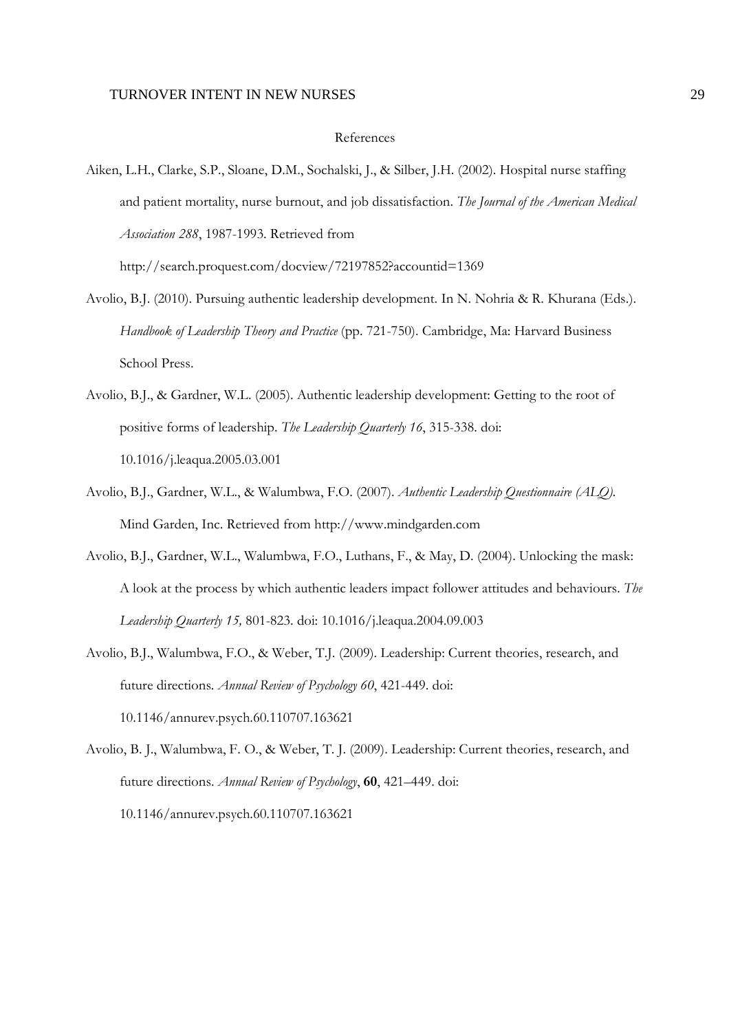References

Aiken, L.H., Clarke, S.P., Sloane, D.M., Sochalski, J., & Silber, J.H. (2002). Hospital nurse staffing and patient mortality, nurse burnout, and job dissatisfaction. *The Journal of the American Medical Association 288*, 1987-1993. Retrieved from http://search.proquest.com/docview/72197852?accountid=1369

Avolio, B.J. (2010). Pursuing authentic leadership development. In N. Nohria & R. Khurana (Eds.). *Handbook of Leadership Theory and Practice* (pp. 721-750). Cambridge, Ma: Harvard Business School Press.

Avolio, B.J., & Gardner, W.L. (2005). Authentic leadership development: Getting to the root of positive forms of leadership. *The Leadership Quarterly 16*, 315-338. doi: 10.1016/j.leaqua.2005.03.001

Avolio, B.J., Gardner, W.L., & Walumbwa, F.O. (2007). *Authentic Leadership Questionnaire (ALQ).* Mind Garden, Inc. Retrieved from http://www.mindgarden.com

Avolio, B.J., Gardner, W.L., Walumbwa, F.O., Luthans, F., & May, D. (2004). Unlocking the mask: A look at the process by which authentic leaders impact follower attitudes and behaviours. *The Leadership Quarterly 15,* 801-823. doi: 10.1016/j.leaqua.2004.09.003

Avolio, B.J., Walumbwa, F.O., & Weber, T.J. (2009). Leadership: Current theories, research, and future directions. *Annual Review of Psychology 60*, 421-449. doi: 10.1146/annurev.psych.60.110707.163621

Avolio, B. J., Walumbwa, F. O., & Weber, T. J. (2009). Leadership: Current theories, research, and future directions. *Annual Review of Psychology*, **60**, 421–449. doi: 10.1146/annurev.psych.60.110707.163621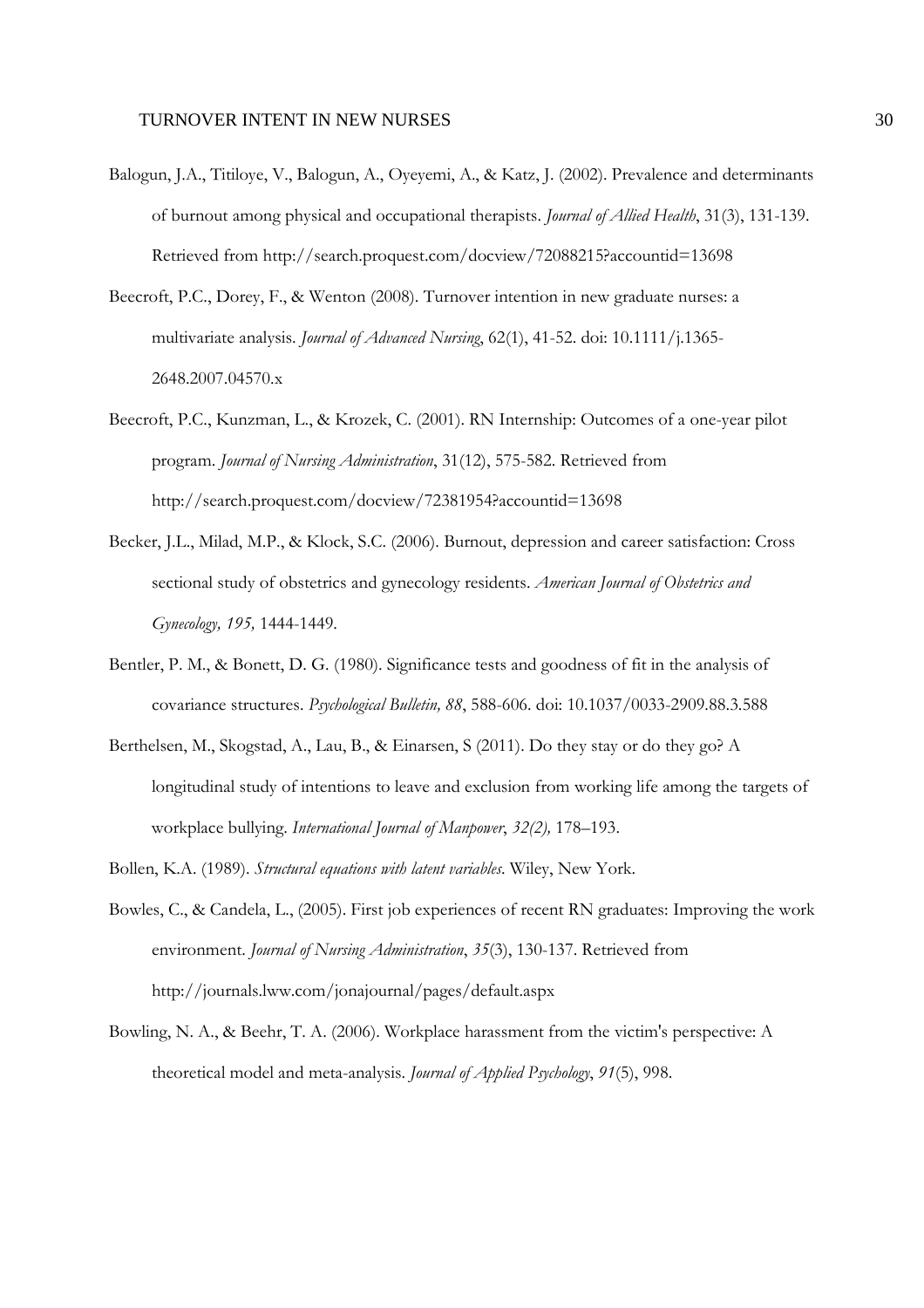Balogun, J.A., Titiloye, V., Balogun, A., Oyeyemi, A., & Katz, J. (2002). Prevalence and determinants of burnout among physical and occupational therapists. *Journal of Allied Health*, 31(3), 131-139. Retrieved from http://search.proquest.com/docview/72088215?accountid=13698

Beecroft, P.C., Dorey, F., & Wenton (2008). Turnover intention in new graduate nurses: a multivariate analysis. *Journal of Advanced Nursing*, 62(1), 41-52. doi: 10.1111/j.1365-2648.2007.04570.x

Beecroft, P.C., Kunzman, L., & Krozek, C. (2001). RN Internship: Outcomes of a one-year pilot program. *Journal of Nursing Administration*, 31(12), 575-582. Retrieved from http://search.proquest.com/docview/72381954?accountid=13698

Becker, J.L., Milad, M.P., & Klock, S.C. (2006). Burnout, depression and career satisfaction: Cross sectional study of obstetrics and gynecology residents. *American Journal of Obstetrics and Gynecology, 195,* 1444-1449.

Bentler, P. M., & Bonett, D. G. (1980). Significance tests and goodness of fit in the analysis of covariance structures. *Psychological Bulletin, 88*, 588-606. doi: 10.1037/0033-2909.88.3.588

Berthelsen, M., Skogstad, A., Lau, B., & Einarsen, S (2011). Do they stay or do they go? A longitudinal study of intentions to leave and exclusion from working life among the targets of workplace bullying. *International Journal of Manpower*, *32(2),* 178–193.

Bollen, K.A. (1989). *Structural equations with latent variables*. Wiley, New York.

Bowles, C., & Candela, L., (2005). First job experiences of recent RN graduates: Improving the work environment. *Journal of Nursing Administration*, *35*(3), 130-137. Retrieved from http://journals.lww.com/jonajournal/pages/default.aspx

Bowling, N. A., & Beehr, T. A. (2006). Workplace harassment from the victim's perspective: A theoretical model and meta-analysis. *Journal of Applied Psychology*, *91*(5), 998.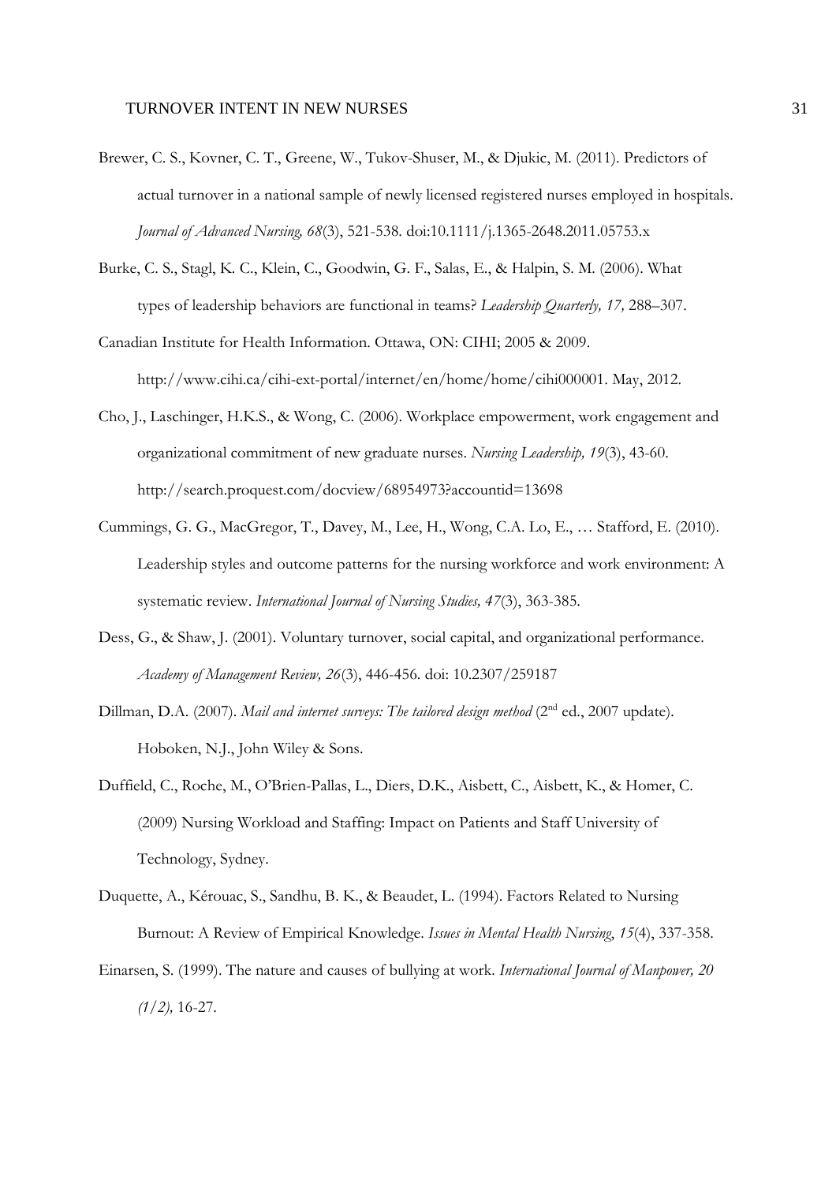Brewer, C. S., Kovner, C. T., Greene, W., Tukov-Shuser, M., & Djukic, M. (2011). Predictors of actual turnover in a national sample of newly licensed registered nurses employed in hospitals. *Journal of Advanced Nursing, 68*(3), 521-538. doi:10.1111/j.1365-2648.2011.05753.x

Burke, C. S., Stagl, K. C., Klein, C., Goodwin, G. F., Salas, E., & Halpin, S. M. (2006). What types of leadership behaviors are functional in teams? *Leadership Quarterly, 17,* 288–307.

Canadian Institute for Health Information. Ottawa, ON: CIHI; 2005 & 2009. http://www.cihi.ca/cihi-ext-portal/internet/en/home/home/cihi000001. May, 2012.

Cho, J., Laschinger, H.K.S., & Wong, C. (2006). Workplace empowerment, work engagement and organizational commitment of new graduate nurses. *Nursing Leadership, 19*(3), 43-60. http://search.proquest.com/docview/68954973?accountid=13698

Cummings, G. G., MacGregor, T., Davey, M., Lee, H., Wong, C.A. Lo, E., … Stafford, E. (2010). Leadership styles and outcome patterns for the nursing workforce and work environment: A systematic review. *International Journal of Nursing Studies, 47*(3), 363-385.

Dess, G., & Shaw, J. (2001). Voluntary turnover, social capital, and organizational performance. *Academy of Management Review, 26*(3), 446-456. doi: 10.2307/259187

Dillman, D.A. (2007). *Mail and internet surveys: The tailored design method* (2nd ed., 2007 update). Hoboken, N.J., John Wiley & Sons.

Duffield, C., Roche, M., O'Brien-Pallas, L., Diers, D.K., Aisbett, C., Aisbett, K., & Homer, C. (2009) Nursing Workload and Staffing: Impact on Patients and Staff University of Technology, Sydney.

Duquette, A., Kérouac, S., Sandhu, B. K., & Beaudet, L. (1994). Factors Related to Nursing Burnout: A Review of Empirical Knowledge. *Issues in Mental Health Nursing*, *15*(4), 337-358.

Einarsen, S. (1999). The nature and causes of bullying at work. *International Journal of Manpower, 20 (1/2),* 16-27.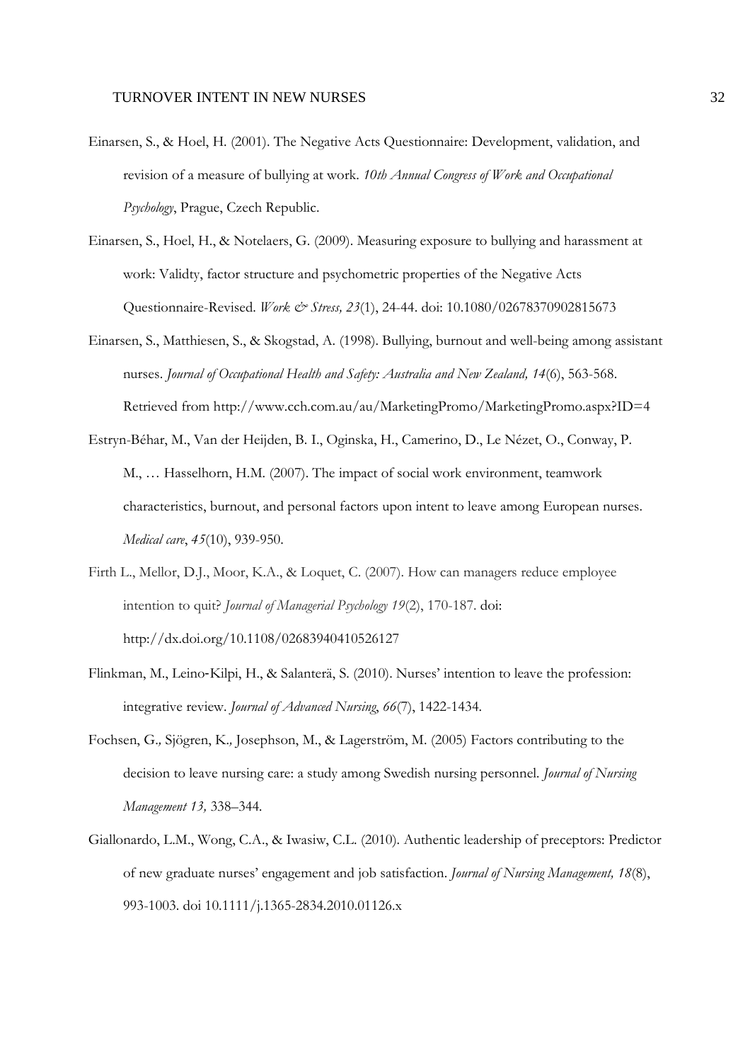Einarsen, S., & Hoel, H. (2001). The Negative Acts Questionnaire: Development, validation, and revision of a measure of bullying at work. *10th Annual Congress of Work and Occupational Psychology*, Prague, Czech Republic.

Einarsen, S., Hoel, H., & Notelaers, G. (2009). Measuring exposure to bullying and harassment at work: Validty, factor structure and psychometric properties of the Negative Acts Questionnaire-Revised. *Work & Stress, 23*(1), 24-44. doi: 10.1080/02678370902815673

Einarsen, S., Matthiesen, S., & Skogstad, A. (1998). Bullying, burnout and well-being among assistant nurses. *Journal of Occupational Health and Safety: Australia and New Zealand, 14*(6), 563-568. Retrieved from http://www.cch.com.au/au/MarketingPromo/MarketingPromo.aspx?ID=4

Estryn-Béhar, M., Van der Heijden, B. I., Oginska, H., Camerino, D., Le Nézet, O., Conway, P. M., … Hasselhorn, H.M. (2007). The impact of social work environment, teamwork characteristics, burnout, and personal factors upon intent to leave among European nurses. *Medical care*, *45*(10), 939-950.

Firth L., Mellor, D.J., Moor, K.A., & Loquet, C. (2007). How can managers reduce employee intention to quit? *Journal of Managerial Psychology 19*(2), 170-187. doi: http://dx.doi.org/10.1108/02683940410526127

Flinkman, M., Leino‐Kilpi, H., & Salanterä, S. (2010). Nurses' intention to leave the profession: integrative review. *Journal of Advanced Nursing*, *66*(7), 1422-1434.

Fochsen, G., Sjögren, K., Josephson, M., & Lagerström, M. (2005) Factors contributing to the decision to leave nursing care: a study among Swedish nursing personnel. *Journal of Nursing Management 13,* 338–344.

Giallonardo, L.M., Wong, C.A., & Iwasiw, C.L. (2010). Authentic leadership of preceptors: Predictor of new graduate nurses' engagement and job satisfaction. *Journal of Nursing Management, 18*(8), 993-1003. doi 10.1111/j.1365-2834.2010.01126.x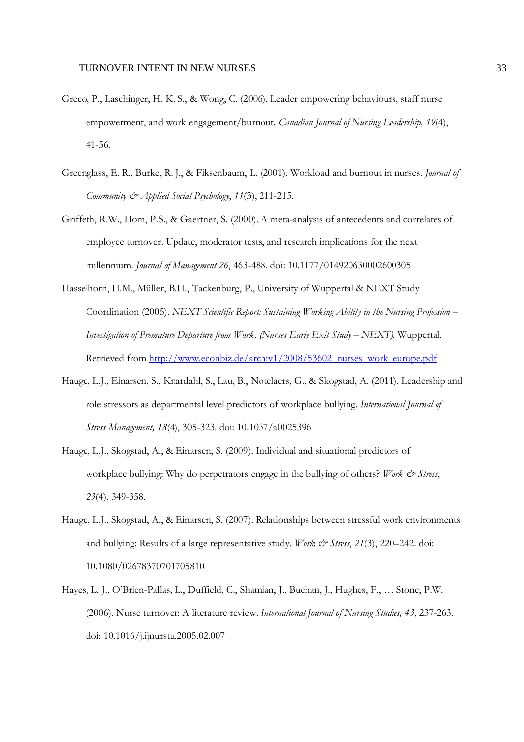Greco, P., Laschinger, H. K. S., & Wong, C. (2006). Leader empowering behaviours, staff nurse empowerment, and work engagement/burnout. *Canadian Journal of Nursing Leadership, 19*(4), 41-56.

Greenglass, E. R., Burke, R. J., & Fiksenbaum, L. (2001). Workload and burnout in nurses. *Journal of Community & Applied Social Psychology*, *11*(3), 211-215.

Griffeth, R.W., Hom, P.S., & Gaertner, S. (2000). A meta-analysis of antecedents and correlates of employee turnover. Update, moderator tests, and research implications for the next millennium. *Journal of Management 26*, 463-488. doi: 10.1177/014920630002600305

Hasselhorn, H.M., Müller, B.H., Tackenburg, P., University of Wuppertal & NEXT Study Coordination (2005). *NEXT Scientific Report: Sustaining Working Ability in the Nursing Profession – Investigation of Premature Departure from Work. (Nurses Early Exit Study – NEXT).* Wuppertal. Retrieved from http://www.econbiz.de/archiv1/2008/53602_nurses_work_europe.pdf

Hauge, L.J., Einarsen, S., Knardahl, S., Lau, B., Notelaers, G., & Skogstad, A. (2011). Leadership and role stressors as departmental level predictors of workplace bullying. *International Journal of Stress Management, 18*(4), 305-323. doi: 10.1037/a0025396

Hauge, L.J., Skogstad, A., & Einarsen, S. (2009). Individual and situational predictors of workplace bullying: Why do perpetrators engage in the bullying of others? *Work & Stress*, *23*(4), 349-358.

Hauge, L.J., Skogstad, A., & Einarsen, S. (2007). Relationships between stressful work environments and bullying: Results of a large representative study. *Work & Stress*, *21*(3), 220–242. doi: 10.1080/02678370701705810

Hayes, L. J., O'Brien-Pallas, L., Duffield, C., Shamian, J., Buchan, J., Hughes, F., … Stone, P.W. (2006). Nurse turnover: A literature review. *International Journal of Nursing Studies, 43*, 237-263. doi: 10.1016/j.ijnurstu.2005.02.007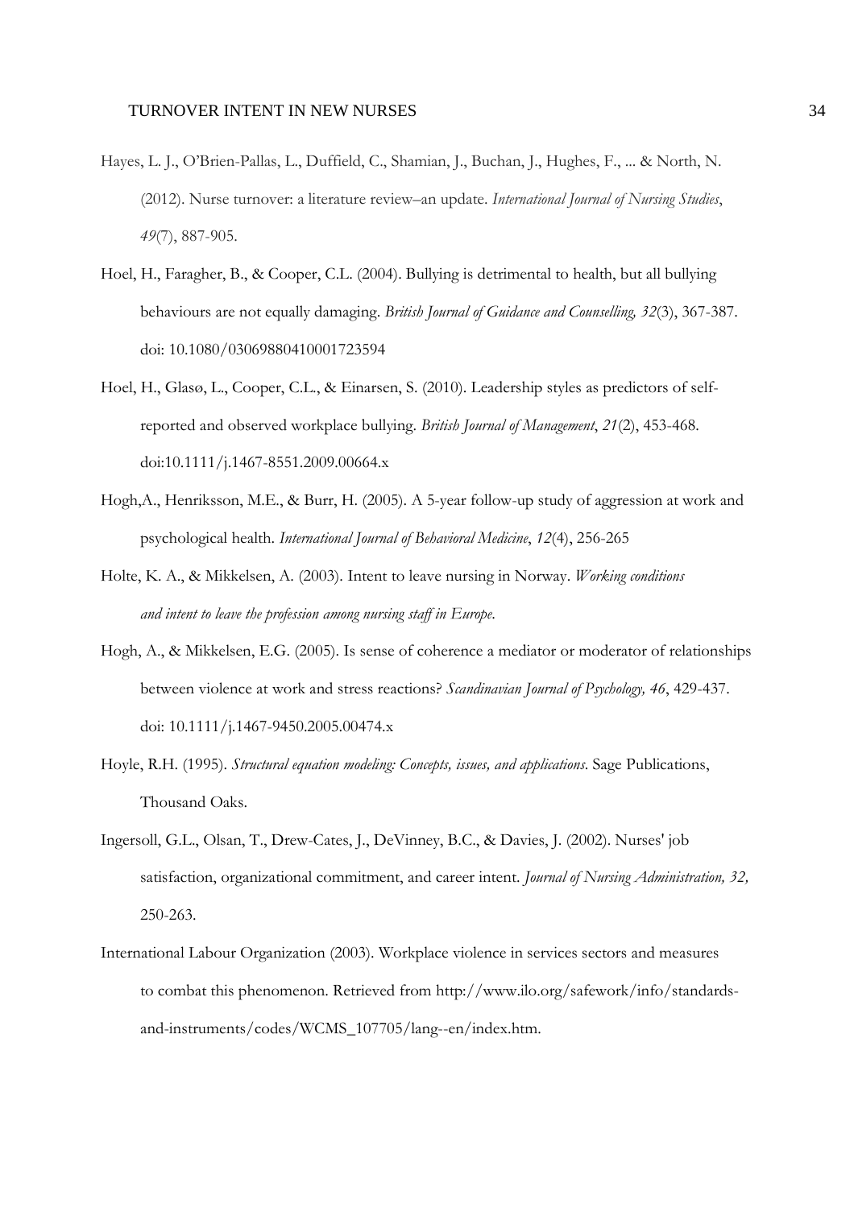Hayes, L. J., O'Brien-Pallas, L., Duffield, C., Shamian, J., Buchan, J., Hughes, F., ... & North, N. (2012). Nurse turnover: a literature review–an update. *International Journal of Nursing Studies*, *49*(7), 887-905.

Hoel, H., Faragher, B., & Cooper, C.L. (2004). Bullying is detrimental to health, but all bullying behaviours are not equally damaging. *British Journal of Guidance and Counselling, 32*(3), 367-387. doi: 10.1080/03069880410001723594

Hoel, H., Glasø, L., Cooper, C.L., & Einarsen, S. (2010). Leadership styles as predictors of self-reported and observed workplace bullying. *British Journal of Management*, *21*(2), 453-468. doi:10.1111/j.1467-8551.2009.00664.x

Hogh,A., Henriksson, M.E., & Burr, H. (2005). A 5-year follow-up study of aggression at work and psychological health. *International Journal of Behavioral Medicine*, *12*(4), 256-265

Holte, K. A., & Mikkelsen, A. (2003). Intent to leave nursing in Norway. *Working conditions and intent to leave the profession among nursing staff in Europe*.

Hogh, A., & Mikkelsen, E.G. (2005). Is sense of coherence a mediator or moderator of relationships between violence at work and stress reactions? *Scandinavian Journal of Psychology, 46*, 429-437. doi: 10.1111/j.1467-9450.2005.00474.x

Hoyle, R.H. (1995). *Structural equation modeling: Concepts, issues, and applications*. Sage Publications, Thousand Oaks.

Ingersoll, G.L., Olsan, T., Drew-Cates, J., DeVinney, B.C., & Davies, J. (2002). Nurses' job satisfaction, organizational commitment, and career intent. *Journal of Nursing Administration, 32,* 250-263.

International Labour Organization (2003). Workplace violence in services sectors and measures to combat this phenomenon. Retrieved from http://www.ilo.org/safework/info/standards-and-instruments/codes/WCMS_107705/lang--en/index.htm.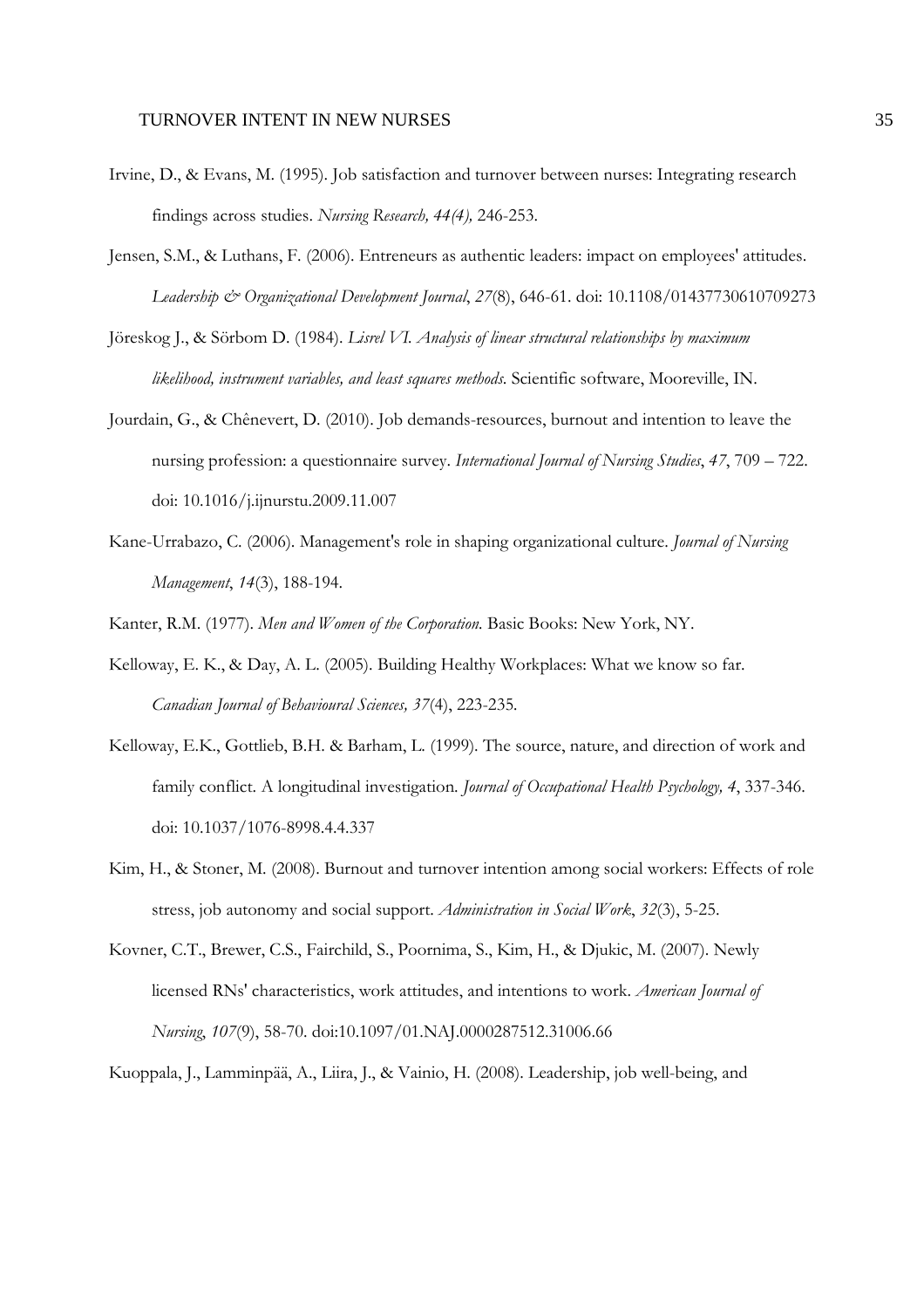Irvine, D., & Evans, M. (1995). Job satisfaction and turnover between nurses: Integrating research findings across studies. *Nursing Research, 44(4),* 246-253.

Jensen, S.M., & Luthans, F. (2006). Entreneurs as authentic leaders: impact on employees' attitudes. *Leadership & Organizational Development Journal*, *27*(8), 646-61. doi: 10.1108/01437730610709273

Jöreskog J., & Sörbom D. (1984). *Lisrel VI. Analysis of linear structural relationships by maximum likelihood, instrument variables, and least squares methods.* Scientific software, Mooreville, IN.

Jourdain, G., & Chênevert, D. (2010). Job demands-resources, burnout and intention to leave the nursing profession: a questionnaire survey. *International Journal of Nursing Studies*, *47*, 709 – 722. doi: 10.1016/j.ijnurstu.2009.11.007

Kane-Urrabazo, C. (2006). Management's role in shaping organizational culture. *Journal of Nursing Management*, *14*(3), 188-194.

Kanter, R.M. (1977). *Men and Women of the Corporation.* Basic Books: New York, NY.

Kelloway, E. K., & Day, A. L. (2005). Building Healthy Workplaces: What we know so far. *Canadian Journal of Behavioural Sciences, 37*(4), 223-235.

Kelloway, E.K., Gottlieb, B.H. & Barham, L. (1999). The source, nature, and direction of work and family conflict. A longitudinal investigation. *Journal of Occupational Health Psychology, 4*, 337-346. doi: 10.1037/1076-8998.4.4.337

Kim, H., & Stoner, M. (2008). Burnout and turnover intention among social workers: Effects of role stress, job autonomy and social support. *Administration in Social Work*, *32*(3), 5-25.

Kovner, C.T., Brewer, C.S., Fairchild, S., Poornima, S., Kim, H., & Djukic, M. (2007). Newly licensed RNs' characteristics, work attitudes, and intentions to work. *American Journal of Nursing*, *107*(9), 58-70. doi:10.1097/01.NAJ.0000287512.31006.66

Kuoppala, J., Lamminpää, A., Liira, J., & Vainio, H. (2008). Leadership, job well-being, and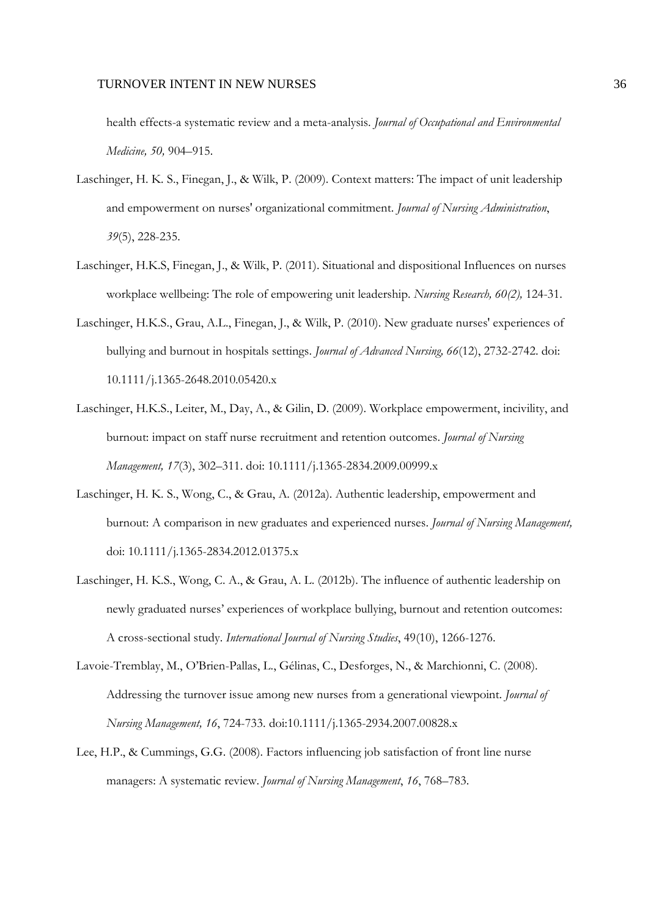health effects-a systematic review and a meta-analysis. *Journal of Occupational and Environmental Medicine, 50,* 904–915.

Laschinger, H. K. S., Finegan, J., & Wilk, P. (2009). Context matters: The impact of unit leadership and empowerment on nurses' organizational commitment. *Journal of Nursing Administration*, *39*(5), 228-235.

Laschinger, H.K.S, Finegan, J., & Wilk, P. (2011). Situational and dispositional Influences on nurses workplace wellbeing: The role of empowering unit leadership. *Nursing Research, 60(2),* 124-31.

Laschinger, H.K.S., Grau, A.L., Finegan, J., & Wilk, P. (2010). New graduate nurses' experiences of bullying and burnout in hospitals settings. *Journal of Advanced Nursing, 66*(12), 2732-2742. doi: 10.1111/j.1365-2648.2010.05420.x

Laschinger, H.K.S., Leiter, M., Day, A., & Gilin, D. (2009). Workplace empowerment, incivility, and burnout: impact on staff nurse recruitment and retention outcomes. *Journal of Nursing Management, 17*(3), 302–311. doi: 10.1111/j.1365-2834.2009.00999.x

Laschinger, H. K. S., Wong, C., & Grau, A. (2012a). Authentic leadership, empowerment and burnout: A comparison in new graduates and experienced nurses. *Journal of Nursing Management,* doi: 10.1111/j.1365-2834.2012.01375.x

Laschinger, H. K.S., Wong, C. A., & Grau, A. L. (2012b). The influence of authentic leadership on newly graduated nurses' experiences of workplace bullying, burnout and retention outcomes: A cross-sectional study. *International Journal of Nursing Studies*, 49(10), 1266-1276.

Lavoie-Tremblay, M., O'Brien-Pallas, L., Gélinas, C., Desforges, N., & Marchionni, C. (2008). Addressing the turnover issue among new nurses from a generational viewpoint. *Journal of Nursing Management, 16*, 724-733. doi:10.1111/j.1365-2934.2007.00828.x

Lee, H.P., & Cummings, G.G. (2008). Factors influencing job satisfaction of front line nurse managers: A systematic review. *Journal of Nursing Management*, *16*, 768–783.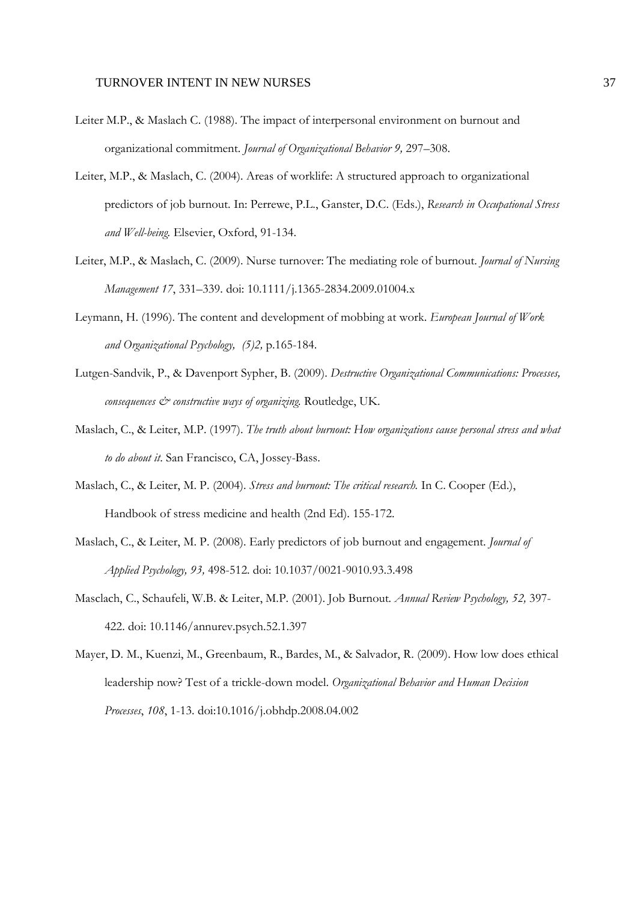Leiter M.P., & Maslach C. (1988). The impact of interpersonal environment on burnout and organizational commitment. *Journal of Organizational Behavior 9,* 297–308.

Leiter, M.P., & Maslach, C. (2004). Areas of worklife: A structured approach to organizational predictors of job burnout. In: Perrewe, P.L., Ganster, D.C. (Eds.), *Research in Occupational Stress and Well-being.* Elsevier, Oxford, 91-134.

Leiter, M.P., & Maslach, C. (2009). Nurse turnover: The mediating role of burnout. *Journal of Nursing Management 17*, 331–339. doi: 10.1111/j.1365-2834.2009.01004.x

Leymann, H. (1996). The content and development of mobbing at work. *European Journal of Work and Organizational Psychology, (5)2,* p.165-184.

Lutgen-Sandvik, P., & Davenport Sypher, B. (2009). *Destructive Organizational Communications: Processes, consequences & constructive ways of organizing.* Routledge, UK.

Maslach, C., & Leiter, M.P. (1997). *The truth about burnout: How organizations cause personal stress and what to do about it.* San Francisco, CA, Jossey-Bass.

Maslach, C., & Leiter, M. P. (2004). *Stress and burnout: The critical research.* In C. Cooper (Ed.), Handbook of stress medicine and health (2nd Ed). 155-172.

Maslach, C., & Leiter, M. P. (2008). Early predictors of job burnout and engagement. *Journal of Applied Psychology, 93,* 498-512. doi: 10.1037/0021-9010.93.3.498

Masclach, C., Schaufeli, W.B. & Leiter, M.P. (2001). Job Burnout. *Annual Review Psychology, 52,* 397-422. doi: 10.1146/annurev.psych.52.1.397

Mayer, D. M., Kuenzi, M., Greenbaum, R., Bardes, M., & Salvador, R. (2009). How low does ethical leadership now? Test of a trickle-down model. *Organizational Behavior and Human Decision Processes*, *108*, 1-13. doi:10.1016/j.obhdp.2008.04.002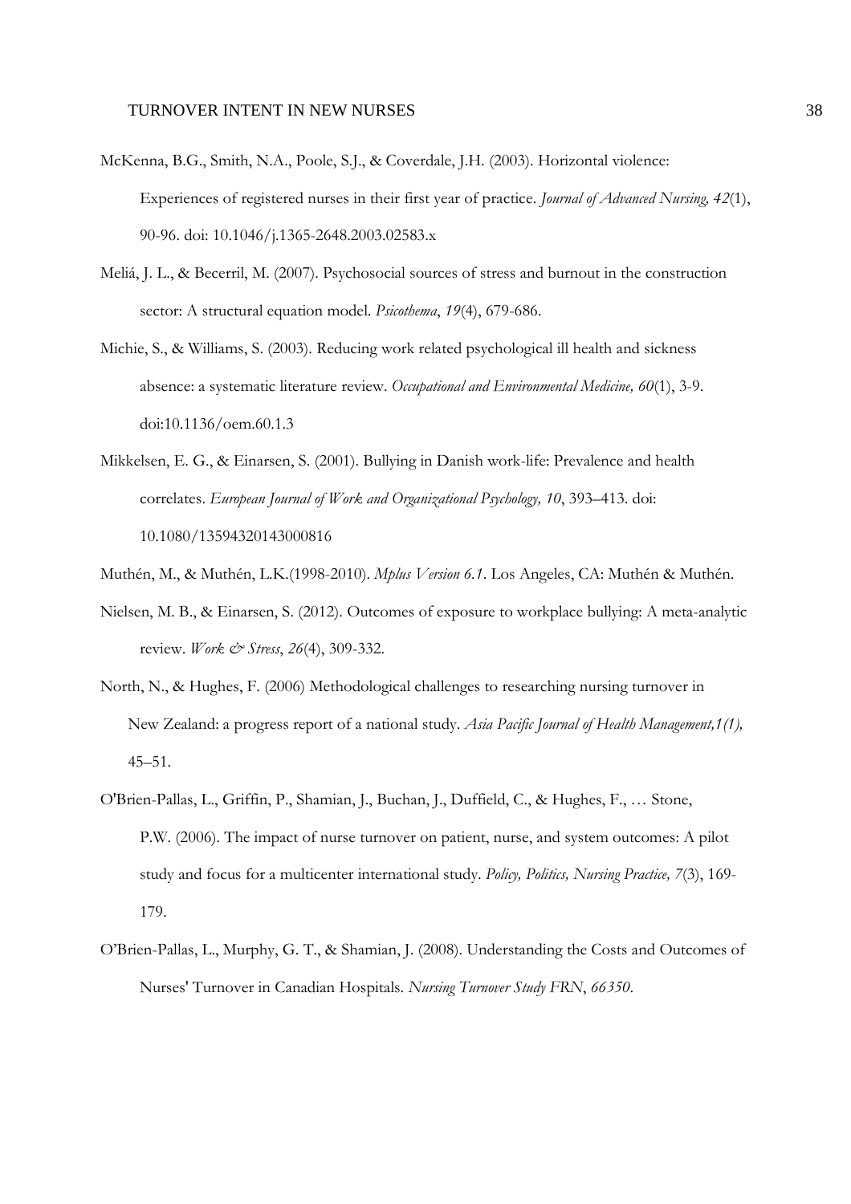McKenna, B.G., Smith, N.A., Poole, S.J., & Coverdale, J.H. (2003). Horizontal violence: Experiences of registered nurses in their first year of practice. *Journal of Advanced Nursing, 42*(1), 90-96. doi: 10.1046/j.1365-2648.2003.02583.x

Meliá, J. L., & Becerril, M. (2007). Psychosocial sources of stress and burnout in the construction sector: A structural equation model. *Psicothema*, *19*(4), 679-686.

Michie, S., & Williams, S. (2003). Reducing work related psychological ill health and sickness absence: a systematic literature review. *Occupational and Environmental Medicine, 60*(1), 3-9. doi:10.1136/oem.60.1.3

Mikkelsen, E. G., & Einarsen, S. (2001). Bullying in Danish work-life: Prevalence and health correlates. *European Journal of Work and Organizational Psychology, 10*, 393–413. doi: 10.1080/13594320143000816

Muthén, M., & Muthén, L.K.(1998-2010). *Mplus Version 6.1*. Los Angeles, CA: Muthén & Muthén.

Nielsen, M. B., & Einarsen, S. (2012). Outcomes of exposure to workplace bullying: A meta-analytic review. *Work & Stress*, *26*(4), 309-332.

North, N., & Hughes, F. (2006) Methodological challenges to researching nursing turnover in New Zealand: a progress report of a national study. *Asia Pacific Journal of Health Management,1(1),* 45–51.

O'Brien-Pallas, L., Griffin, P., Shamian, J., Buchan, J., Duffield, C., & Hughes, F., … Stone, P.W. (2006). The impact of nurse turnover on patient, nurse, and system outcomes: A pilot study and focus for a multicenter international study. *Policy, Politics, Nursing Practice, 7*(3), 169-179.

O'Brien-Pallas, L., Murphy, G. T., & Shamian, J. (2008). Understanding the Costs and Outcomes of Nurses' Turnover in Canadian Hospitals. *Nursing Turnover Study FRN*, *66350*.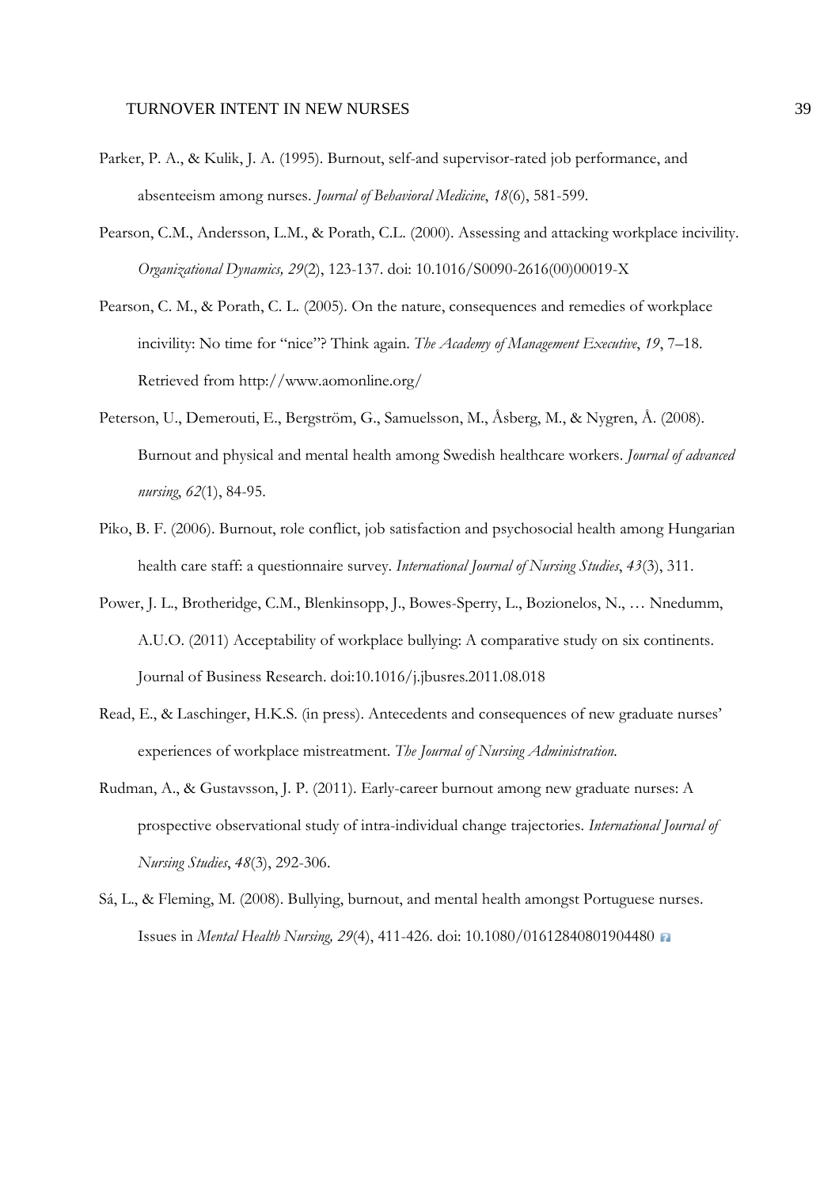Parker, P. A., & Kulik, J. A. (1995). Burnout, self-and supervisor-rated job performance, and absenteeism among nurses. *Journal of Behavioral Medicine*, *18*(6), 581-599.

Pearson, C.M., Andersson, L.M., & Porath, C.L. (2000). Assessing and attacking workplace incivility. *Organizational Dynamics, 29*(2), 123-137. doi: 10.1016/S0090-2616(00)00019-X

Pearson, C. M., & Porath, C. L. (2005). On the nature, consequences and remedies of workplace incivility: No time for "nice"? Think again. *The Academy of Management Executive*, *19*, 7–18. Retrieved from http://www.aomonline.org/

Peterson, U., Demerouti, E., Bergström, G., Samuelsson, M., Åsberg, M., & Nygren, Å. (2008). Burnout and physical and mental health among Swedish healthcare workers. *Journal of advanced nursing*, *62*(1), 84-95.

Piko, B. F. (2006). Burnout, role conflict, job satisfaction and psychosocial health among Hungarian health care staff: a questionnaire survey. *International Journal of Nursing Studies*, *43*(3), 311.

Power, J. L., Brotheridge, C.M., Blenkinsopp, J., Bowes-Sperry, L., Bozionelos, N., … Nnedumm, A.U.O. (2011) Acceptability of workplace bullying: A comparative study on six continents. Journal of Business Research. doi:10.1016/j.jbusres.2011.08.018

Read, E., & Laschinger, H.K.S. (in press). Antecedents and consequences of new graduate nurses' experiences of workplace mistreatment. *The Journal of Nursing Administration.*

Rudman, A., & Gustavsson, J. P. (2011). Early-career burnout among new graduate nurses: A prospective observational study of intra-individual change trajectories. *International Journal of Nursing Studies*, *48*(3), 292-306.

Sá, L., & Fleming, M. (2008). Bullying, burnout, and mental health amongst Portuguese nurses. Issues in *Mental Health Nursing, 29*(4), 411-426. doi: 10.1080/01612840801904480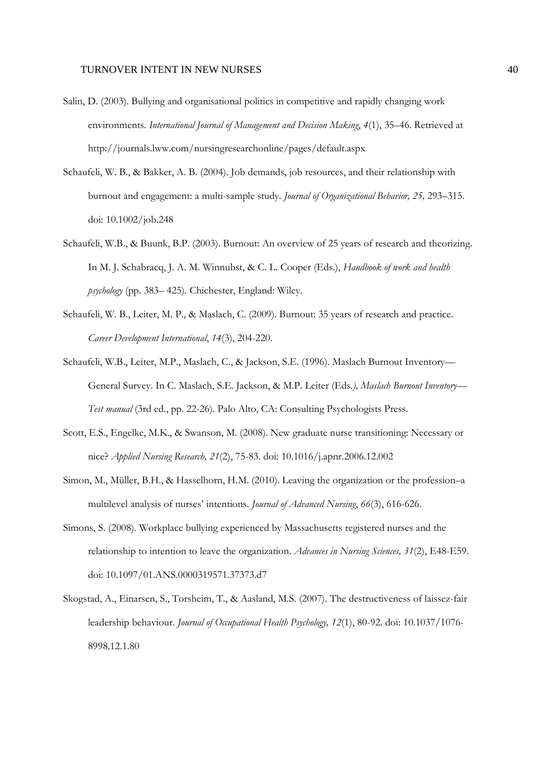Salin, D. (2003). Bullying and organisational politics in competitive and rapidly changing work environments. *International Journal of Management and Decision Making*, *4*(1), 35–46. Retrieved at http://journals.lww.com/nursingresearchonline/pages/default.aspx

Schaufeli, W. B., & Bakker, A. B. (2004). Job demands, job resources, and their relationship with burnout and engagement: a multi-sample study. *Journal of Organizational Behavior, 25,* 293–315. doi: 10.1002/job.248

Schaufeli, W.B., & Buunk, B.P. (2003). Burnout: An overview of 25 years of research and theorizing. In M. J. Schabracq, J. A. M. Winnubst, & C. L. Cooper (Eds.), *Handbook of work and health psychology* (pp. 383– 425). Chichester, England: Wiley.

Schaufeli, W. B., Leiter, M. P., & Maslach, C. (2009). Burnout: 35 years of research and practice. *Career Development International*, *14*(3), 204-220.

Schaufeli, W.B., Leiter, M.P., Maslach, C., & Jackson, S.E. (1996). Maslach Burnout Inventory—General Survey. In C. Maslach, S.E. Jackson, & M.P. Leiter (Eds.*), Maslach Burnout Inventory—Test manual* (3rd ed., pp. 22-26). Palo Alto, CA: Consulting Psychologists Press.

Scott, E.S., Engelke, M.K., & Swanson, M. (2008). New graduate nurse transitioning: Necessary or nice? *Applied Nursing Research, 21*(2), 75-83. doi: 10.1016/j.apnr.2006.12.002

Simon, M., Müller, B.H., & Hasselhorn, H.M. (2010). Leaving the organization or the profession–a multilevel analysis of nurses' intentions. *Journal of Advanced Nursing*, *66*(3), 616-626.

Simons, S. (2008). Workplace bullying experienced by Massachusetts registered nurses and the relationship to intention to leave the organization. *Advances in Nursing Sciences, 31*(2), E48-E59. doi: 10.1097/01.ANS.0000319571.37373.d7

Skogstad, A., Einarsen, S., Torsheim, T., & Aasland, M.S. (2007). The destructiveness of laissez-fair leadership behaviour. *Journal of Occupational Health Psychology, 12*(1), 80-92. doi: 10.1037/1076-8998.12.1.80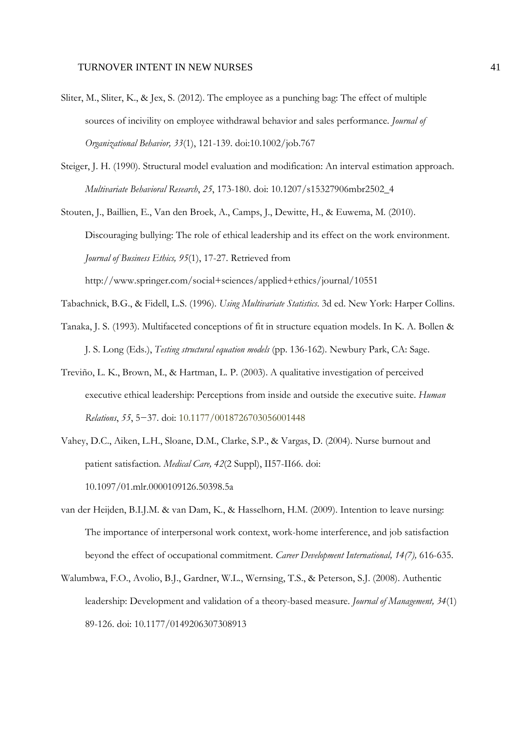Sliter, M., Sliter, K., & Jex, S. (2012). The employee as a punching bag: The effect of multiple sources of incivility on employee withdrawal behavior and sales performance. *Journal of Organizational Behavior, 33*(1), 121-139. doi:10.1002/job.767

Steiger, J. H. (1990). Structural model evaluation and modification: An interval estimation approach. *Multivariate Behavioral Research*, *25*, 173-180. doi: 10.1207/s15327906mbr2502_4

Stouten, J., Baillien, E., Van den Broek, A., Camps, J., Dewitte, H., & Euwema, M. (2010). Discouraging bullying: The role of ethical leadership and its effect on the work environment. *Journal of Business Ethics, 95*(1), 17-27. Retrieved from http://www.springer.com/social+sciences/applied+ethics/journal/10551

Tabachnick, B.G., & Fidell, L.S. (1996). *Using Multivariate Statistics*. 3d ed. New York: Harper Collins.

Tanaka, J. S. (1993). Multifaceted conceptions of fit in structure equation models. In K. A. Bollen & J. S. Long (Eds.), *Testing structural equation models* (pp. 136-162). Newbury Park, CA: Sage.

Treviño, L. K., Brown, M., & Hartman, L. P. (2003). A qualitative investigation of perceived executive ethical leadership: Perceptions from inside and outside the executive suite. *Human Relations*, *55*, 5−37. doi: 10.1177/0018726703056001448

Vahey, D.C., Aiken, L.H., Sloane, D.M., Clarke, S.P., & Vargas, D. (2004). Nurse burnout and patient satisfaction. *Medical Care, 42*(2 Suppl), II57-II66. doi: 10.1097/01.mlr.0000109126.50398.5a

van der Heijden, B.I.J.M. & van Dam, K., & Hasselhorn, H.M. (2009). Intention to leave nursing: The importance of interpersonal work context, work-home interference, and job satisfaction beyond the effect of occupational commitment. *Career Development International, 14(7),* 616-635.

Walumbwa, F.O., Avolio, B.J., Gardner, W.L., Wernsing, T.S., & Peterson, S.J. (2008). Authentic leadership: Development and validation of a theory-based measure. *Journal of Management, 34*(1) 89-126. doi: 10.1177/0149206307308913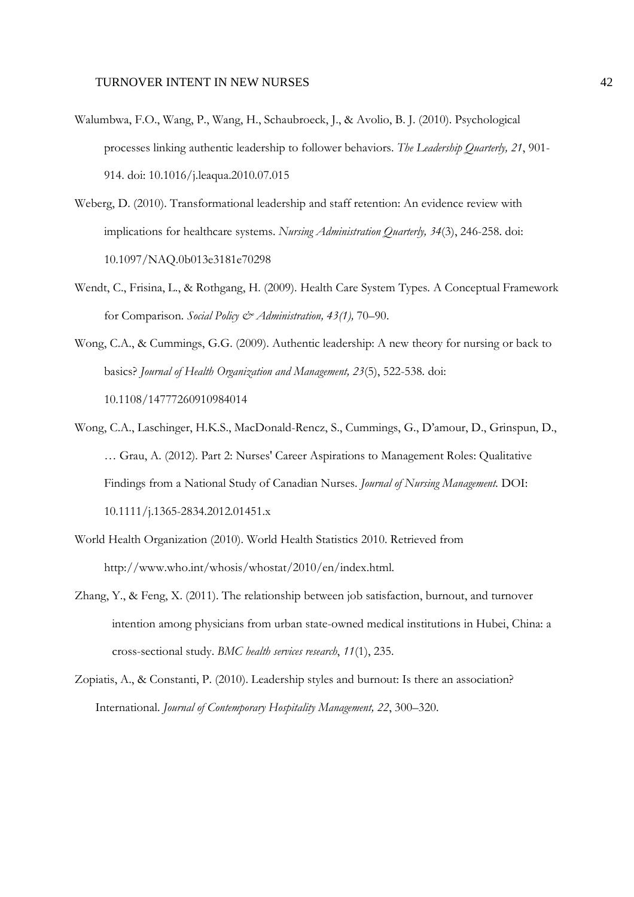Walumbwa, F.O., Wang, P., Wang, H., Schaubroeck, J., & Avolio, B. J. (2010). Psychological processes linking authentic leadership to follower behaviors. *The Leadership Quarterly, 21*, 901-914. doi: 10.1016/j.leaqua.2010.07.015

Weberg, D. (2010). Transformational leadership and staff retention: An evidence review with implications for healthcare systems. *Nursing Administration Quarterly, 34*(3), 246-258. doi: 10.1097/NAQ.0b013e3181e70298

Wendt, C., Frisina, L., & Rothgang, H. (2009). Health Care System Types. A Conceptual Framework for Comparison. *Social Policy & Administration, 43(1),* 70–90.

Wong, C.A., & Cummings, G.G. (2009). Authentic leadership: A new theory for nursing or back to basics? *Journal of Health Organization and Management, 23*(5), 522-538. doi: 10.1108/14777260910984014

Wong, C.A., Laschinger, H.K.S., MacDonald-Rencz, S., Cummings, G., D'amour, D., Grinspun, D., … Grau, A. (2012). Part 2: Nurses' Career Aspirations to Management Roles: Qualitative Findings from a National Study of Canadian Nurses. *Journal of Nursing Management.* DOI: 10.1111/j.1365-2834.2012.01451.x

World Health Organization (2010). World Health Statistics 2010. Retrieved from http://www.who.int/whosis/whostat/2010/en/index.html.

Zhang, Y., & Feng, X. (2011). The relationship between job satisfaction, burnout, and turnover intention among physicians from urban state-owned medical institutions in Hubei, China: a cross-sectional study. *BMC health services research*, *11*(1), 235.

Zopiatis, A., & Constanti, P. (2010). Leadership styles and burnout: Is there an association? International. *Journal of Contemporary Hospitality Management, 22*, 300–320.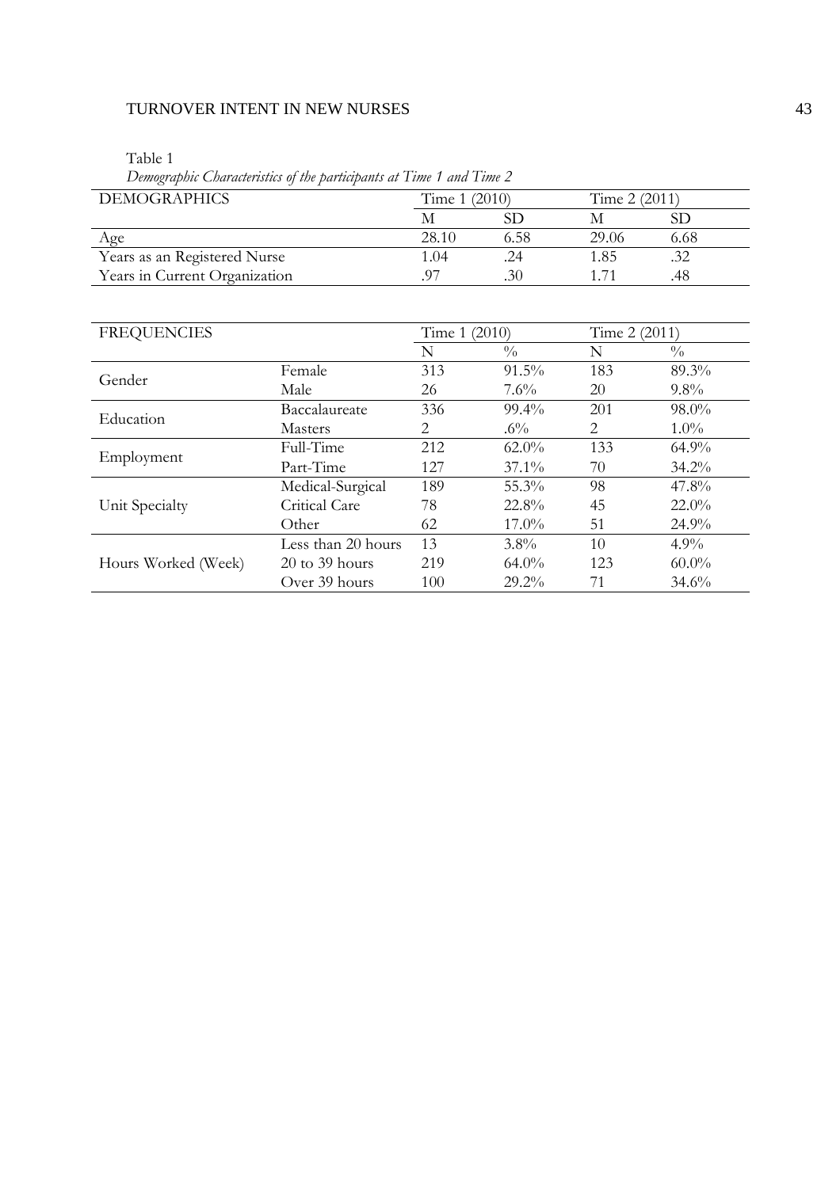Table 1

*Demographic Characteristics of the participants at Time 1 and Time 2*

| DEMOGRAPHICS | Time 1 (2010) | | Time 2 (2011) | |
|---|---|---|---|---|
| | M | SD | M | SD |
| Age | 28.10 | 6.58 | 29.06 | 6.68 |
| Years as an Registered Nurse | 1.04 | .24 | 1.85 | .32 |
| Years in Current Organization | .97 | .30 | 1.71 | .48 |

| FREQUENCIES | | Time 1 (2010) | | Time 2 (2011) | |
|---|---|---|---|---|---|
| | | N | % | N | % |
| Gender | Female | 313 | 91.5% | 183 | 89.3% |
| | Male | 26 | 7.6% | 20 | 9.8% |
| Education | Baccalaureate | 336 | 99.4% | 201 | 98.0% |
| | Masters | 2 | .6% | 2 | 1.0% |
| Employment | Full-Time | 212 | 62.0% | 133 | 64.9% |
| | Part-Time | 127 | 37.1% | 70 | 34.2% |
| Unit Specialty | Medical-Surgical | 189 | 55.3% | 98 | 47.8% |
| | Critical Care | 78 | 22.8% | 45 | 22.0% |
| | Other | 62 | 17.0% | 51 | 24.9% |
| Hours Worked (Week) | Less than 20 hours | 13 | 3.8% | 10 | 4.9% |
| | 20 to 39 hours | 219 | 64.0% | 123 | 60.0% |
| | Over 39 hours | 100 | 29.2% | 71 | 34.6% |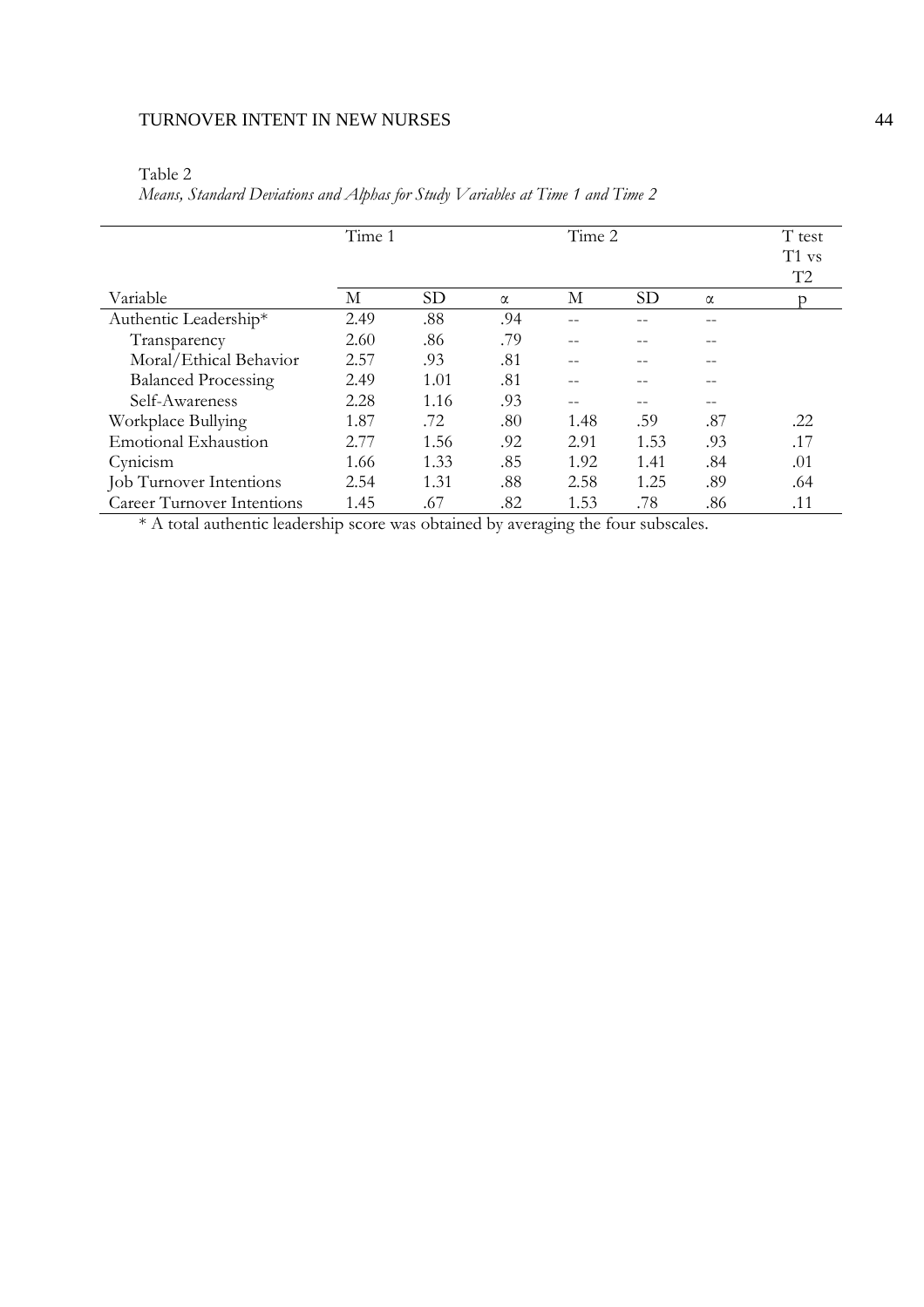Table 2

*Means, Standard Deviations and Alphas for Study Variables at Time 1 and Time 2*

| | Time 1 | | | Time 2 | | | T test T1 vs T2 |
|---|---|---|---|---|---|---|---|
| Variable | M | SD | α | M | SD | α | p |
| Authentic Leadership* | 2.49 | .88 | .94 | -- | -- | -- | |
| Transparency | 2.60 | .86 | .79 | -- | -- | -- | |
| Moral/Ethical Behavior | 2.57 | .93 | .81 | -- | -- | -- | |
| Balanced Processing | 2.49 | 1.01 | .81 | -- | -- | -- | |
| Self-Awareness | 2.28 | 1.16 | .93 | -- | -- | -- | |
| Workplace Bullying | 1.87 | .72 | .80 | 1.48 | .59 | .87 | .22 |
| Emotional Exhaustion | 2.77 | 1.56 | .92 | 2.91 | 1.53 | .93 | .17 |
| Cynicism | 1.66 | 1.33 | .85 | 1.92 | 1.41 | .84 | .01 |
| Job Turnover Intentions | 2.54 | 1.31 | .88 | 2.58 | 1.25 | .89 | .64 |
| Career Turnover Intentions | 1.45 | .67 | .82 | 1.53 | .78 | .86 | .11 |

* A total authentic leadership score was obtained by averaging the four subscales.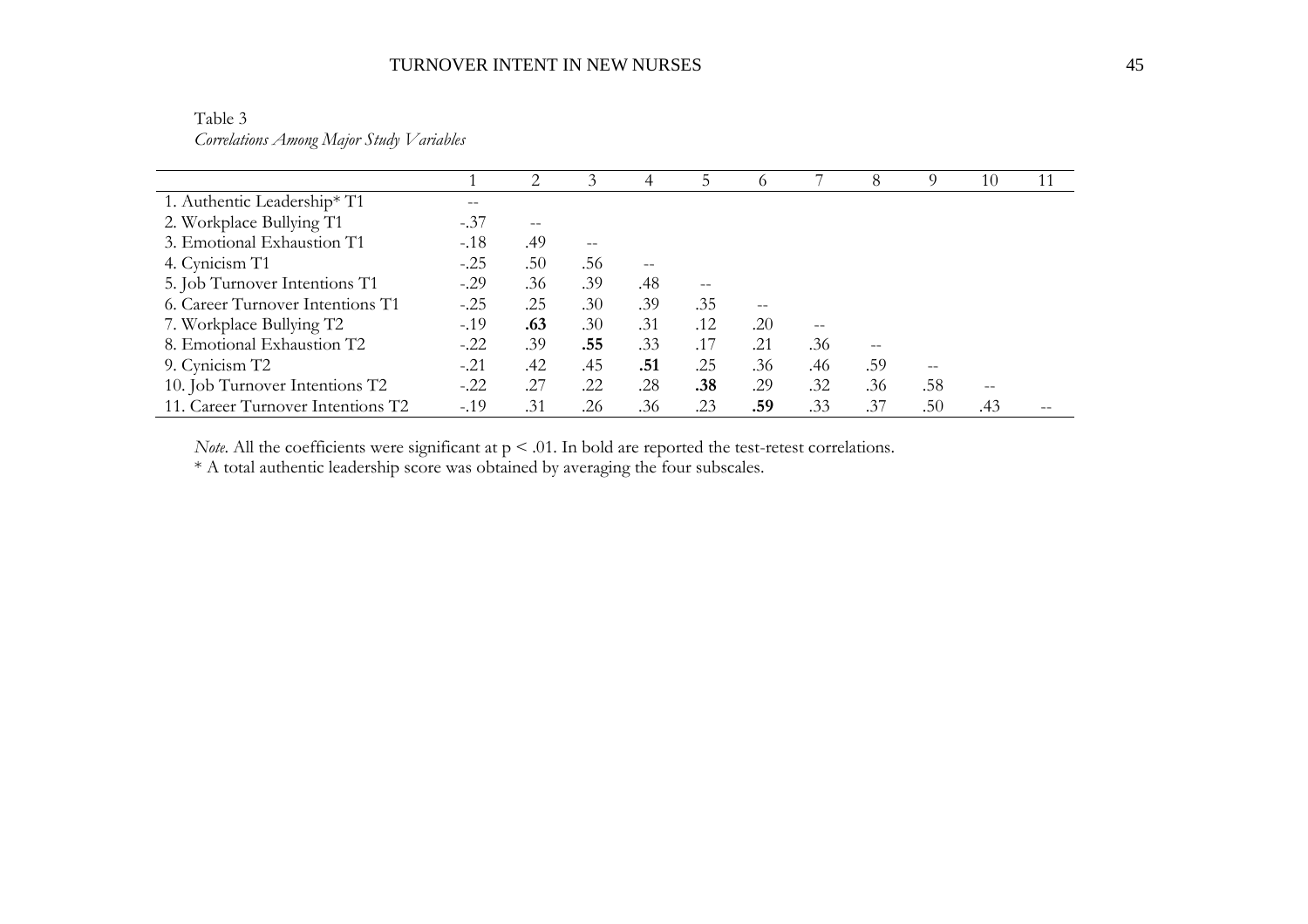Table 3

*Correlations Among Major Study Variables*

| | 1 | 2 | 3 | 4 | 5 | 6 | 7 | 8 | 9 | 10 | 11 |
|---|---|---|---|---|---|---|---|---|---|---|---|
| 1. Authentic Leadership* T1 | -- | | | | | | | | | | |
| 2. Workplace Bullying T1 | -.37 | -- | | | | | | | | | |
| 3. Emotional Exhaustion T1 | -.18 | .49 | -- | | | | | | | | |
| 4. Cynicism T1 | -.25 | .50 | .56 | -- | | | | | | | |
| 5. Job Turnover Intentions T1 | -.29 | .36 | .39 | .48 | -- | | | | | | |
| 6. Career Turnover Intentions T1 | -.25 | .25 | .30 | .39 | .35 | -- | | | | | |
| 7. Workplace Bullying T2 | -.19 | **.63** | .30 | .31 | .12 | .20 | -- | | | | |
| 8. Emotional Exhaustion T2 | -.22 | .39 | **.55** | .33 | .17 | .21 | .36 | -- | | | |
| 9. Cynicism T2 | -.21 | .42 | .45 | **.51** | .25 | .36 | .46 | .59 | -- | | |
| 10. Job Turnover Intentions T2 | -.22 | .27 | .22 | .28 | **.38** | .29 | .32 | .36 | .58 | -- | |
| 11. Career Turnover Intentions T2 | -.19 | .31 | .26 | .36 | .23 | **.59** | .33 | .37 | .50 | .43 | -- |

*Note.* All the coefficients were significant at $p < .01$. In bold are reported the test-retest correlations.

* A total authentic leadership score was obtained by averaging the four subscales.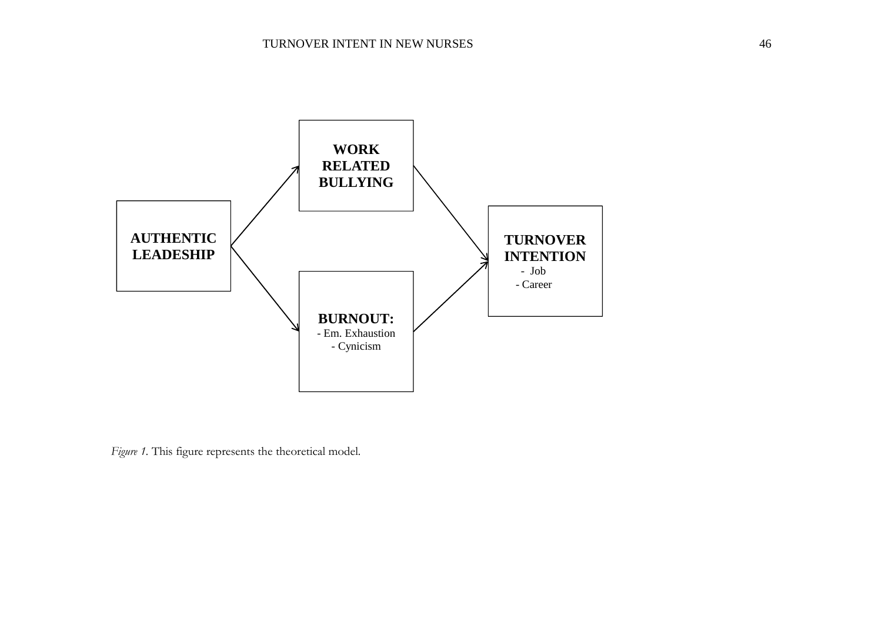AUTHENTIC LEADESHIP

WORK RELATED BULLYING

BURNOUT:
- Em. Exhaustion
- Cynicism

TURNOVER INTENTION
- Job
- Career

*Figure 1*. This figure represents the theoretical model.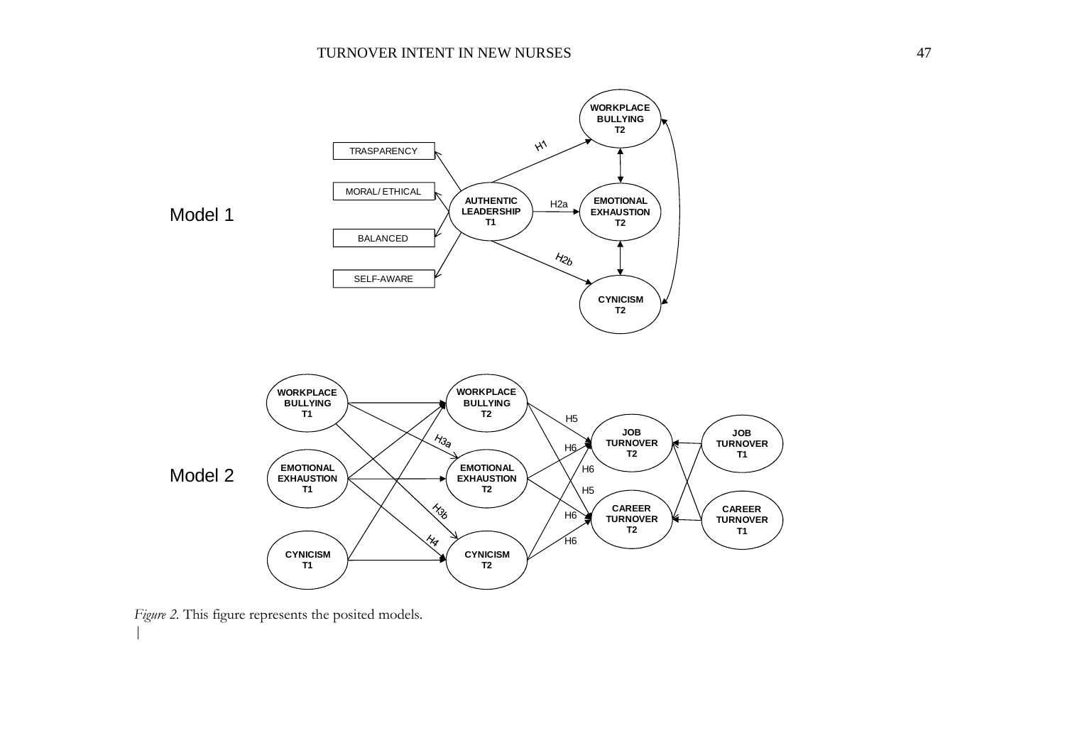*Figure 2.* This figure represents the posited models.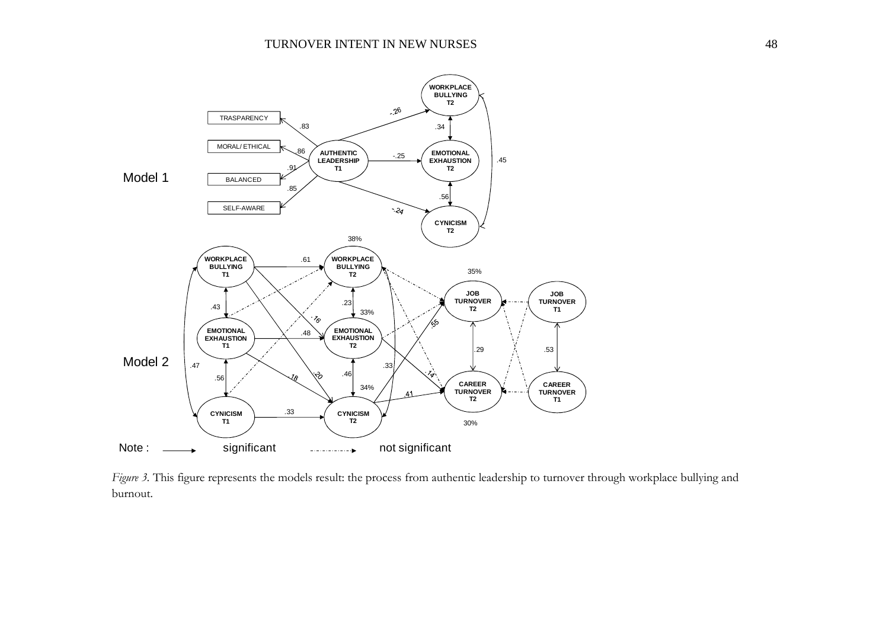Model 1

TRASPARENCY

MORAL/ ETHICAL

BALANCED

SELF-AWARE

.83

.86

.91

.85

AUTHENTIC LEADERSHIP T1

-.26

-.25

-.24

WORKPLACE BULLYING T2

EMOTIONAL EXHAUSTION T2

CYNICISM T2

.34

.56

.45

Model 2

38%

WORKPLACE BULLYING T1

.61

WORKPLACE BULLYING T2

35%

JOB TURNOVER T2

JOB TURNOVER T1

.43

.23

33%

.16

.55

EMOTIONAL EXHAUSTION T1

.48

EMOTIONAL EXHAUSTION T2

.29

.53

.47

.33

.14

.56

.18

.20

.46

34%

CAREER TURNOVER T2

CAREER TURNOVER T1

.41

CYNICISM T1

.33

CYNICISM T2

30%

Note : significant not significant

*Figure 3.* This figure represents the models result: the process from authentic leadership to turnover through workplace bullying and burnout.